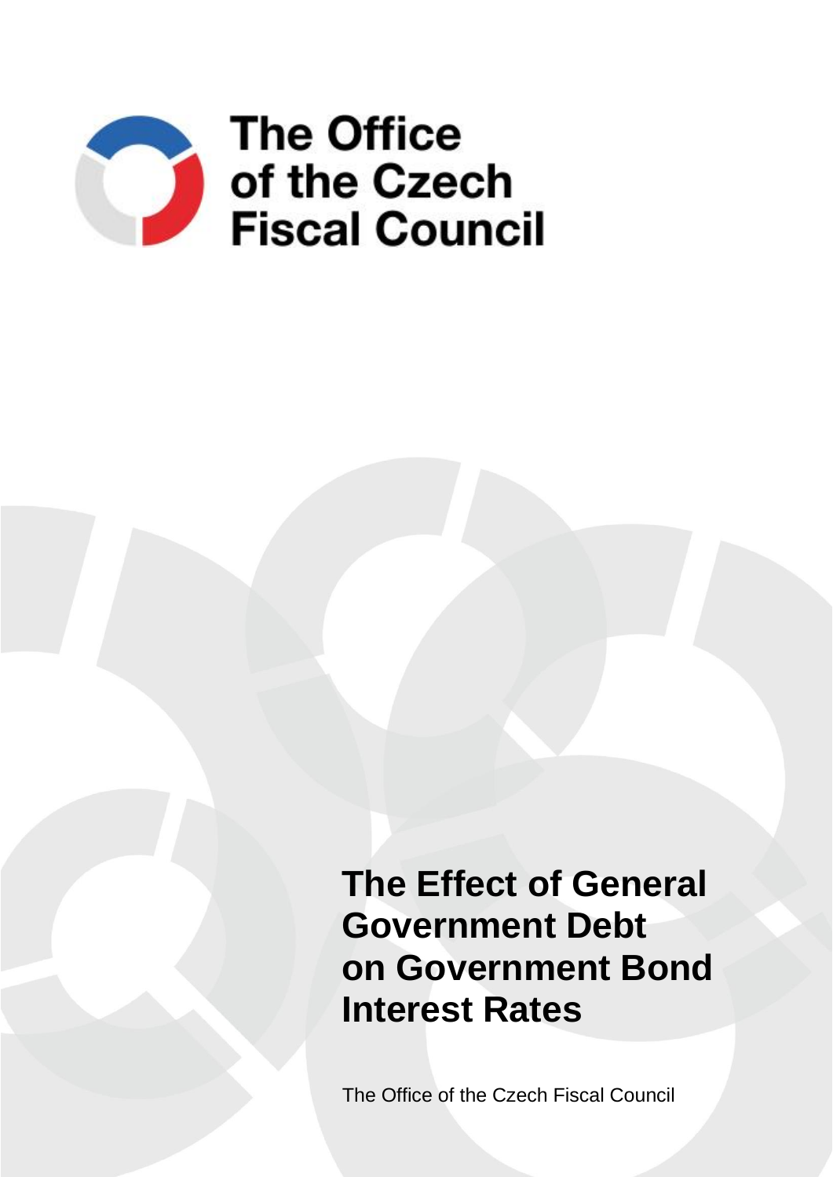The Office of the Czech Fiscal Council

# The Effect of General Government Debt on Government Bond Interest Rates

The Office of the Czech Fiscal Council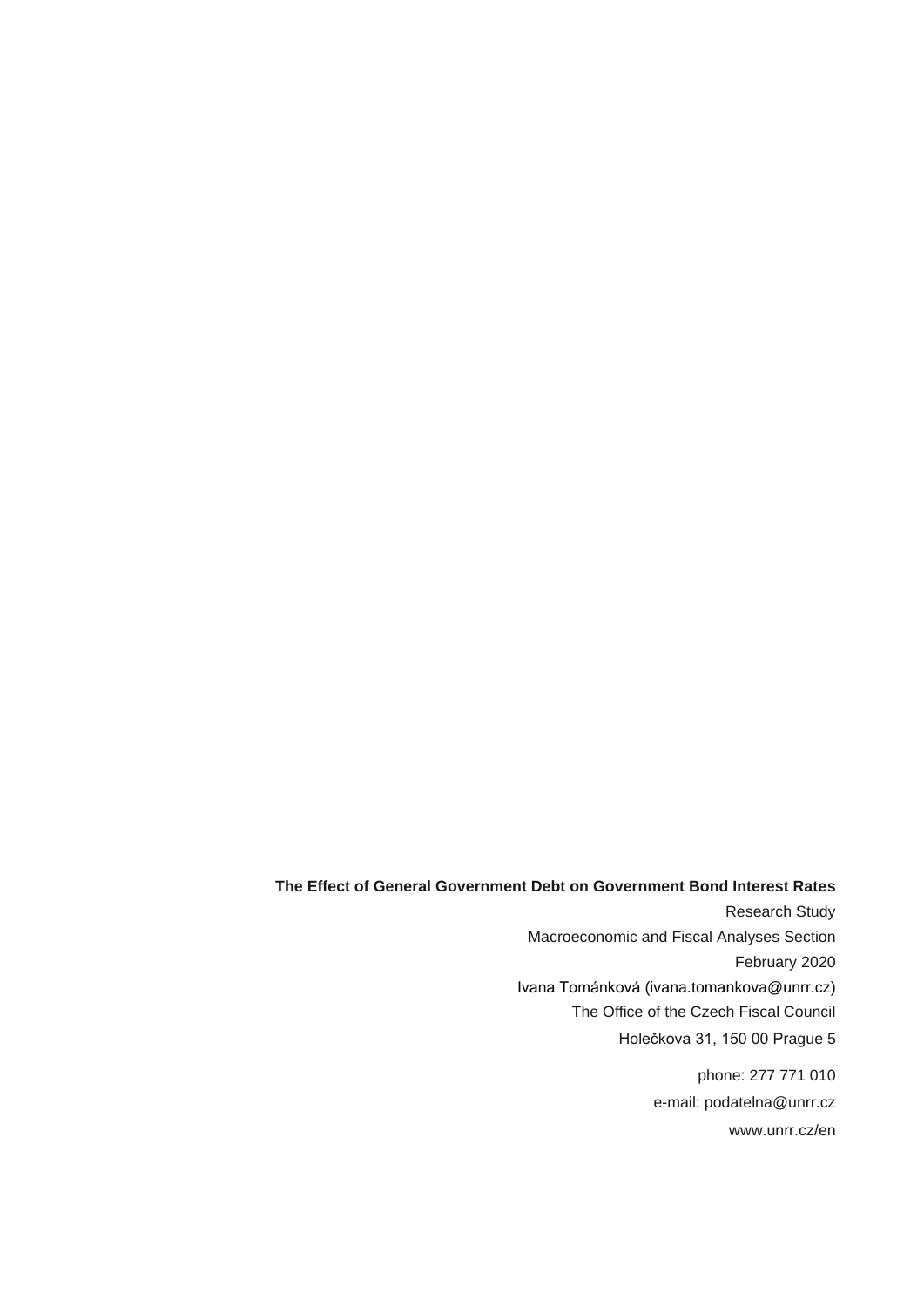**The Effect of General Government Debt on Government Bond Interest Rates**

Research Study

Macroeconomic and Fiscal Analyses Section

February 2020

Ivana Tománková (ivana.tomankova@unrr.cz)

The Office of the Czech Fiscal Council

Holečkova 31, 150 00 Prague 5

phone: 277 771 010

e-mail: podatelna@unrr.cz

www.unrr.cz/en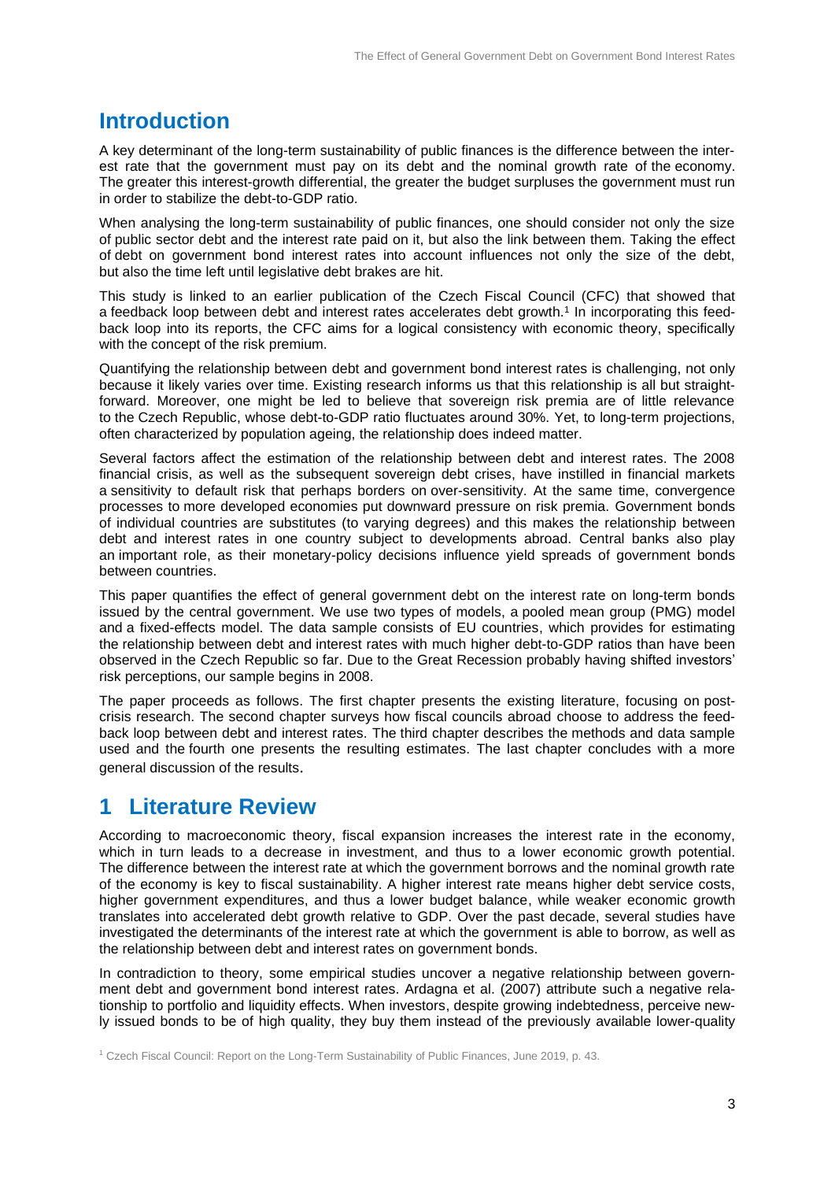# Introduction

A key determinant of the long-term sustainability of public finances is the difference between the interest rate that the government must pay on its debt and the nominal growth rate of the economy. The greater this interest-growth differential, the greater the budget surpluses the government must run in order to stabilize the debt-to-GDP ratio.

When analysing the long-term sustainability of public finances, one should consider not only the size of public sector debt and the interest rate paid on it, but also the link between them. Taking the effect of debt on government bond interest rates into account influences not only the size of the debt, but also the time left until legislative debt brakes are hit.

This study is linked to an earlier publication of the Czech Fiscal Council (CFC) that showed that a feedback loop between debt and interest rates accelerates debt growth.[1] In incorporating this feedback loop into its reports, the CFC aims for a logical consistency with economic theory, specifically with the concept of the risk premium.

Quantifying the relationship between debt and government bond interest rates is challenging, not only because it likely varies over time. Existing research informs us that this relationship is all but straightforward. Moreover, one might be led to believe that sovereign risk premia are of little relevance to the Czech Republic, whose debt-to-GDP ratio fluctuates around 30%. Yet, to long-term projections, often characterized by population ageing, the relationship does indeed matter.

Several factors affect the estimation of the relationship between debt and interest rates. The 2008 financial crisis, as well as the subsequent sovereign debt crises, have instilled in financial markets a sensitivity to default risk that perhaps borders on over-sensitivity. At the same time, convergence processes to more developed economies put downward pressure on risk premia. Government bonds of individual countries are substitutes (to varying degrees) and this makes the relationship between debt and interest rates in one country subject to developments abroad. Central banks also play an important role, as their monetary-policy decisions influence yield spreads of government bonds between countries.

This paper quantifies the effect of general government debt on the interest rate on long-term bonds issued by the central government. We use two types of models, a pooled mean group (PMG) model and a fixed-effects model. The data sample consists of EU countries, which provides for estimating the relationship between debt and interest rates with much higher debt-to-GDP ratios than have been observed in the Czech Republic so far. Due to the Great Recession probably having shifted investors' risk perceptions, our sample begins in 2008.

The paper proceeds as follows. The first chapter presents the existing literature, focusing on post-crisis research. The second chapter surveys how fiscal councils abroad choose to address the feedback loop between debt and interest rates. The third chapter describes the methods and data sample used and the fourth one presents the resulting estimates. The last chapter concludes with a more general discussion of the results.

# 1 Literature Review

According to macroeconomic theory, fiscal expansion increases the interest rate in the economy, which in turn leads to a decrease in investment, and thus to a lower economic growth potential. The difference between the interest rate at which the government borrows and the nominal growth rate of the economy is key to fiscal sustainability. A higher interest rate means higher debt service costs, higher government expenditures, and thus a lower budget balance, while weaker economic growth translates into accelerated debt growth relative to GDP. Over the past decade, several studies have investigated the determinants of the interest rate at which the government is able to borrow, as well as the relationship between debt and interest rates on government bonds.

In contradiction to theory, some empirical studies uncover a negative relationship between government debt and government bond interest rates. Ardagna et al. (2007) attribute such a negative relationship to portfolio and liquidity effects. When investors, despite growing indebtedness, perceive newly issued bonds to be of high quality, they buy them instead of the previously available lower-quality

[1] Czech Fiscal Council: Report on the Long-Term Sustainability of Public Finances, June 2019, p. 43.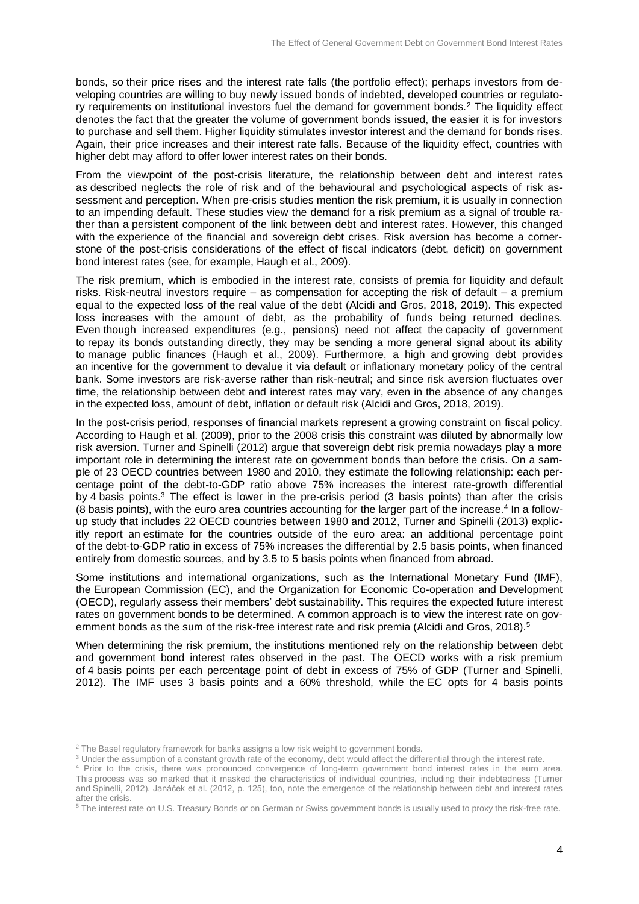bonds, so their price rises and the interest rate falls (the portfolio effect); perhaps investors from developing countries are willing to buy newly issued bonds of indebted, developed countries or regulatory requirements on institutional investors fuel the demand for government bonds.[2] The liquidity effect denotes the fact that the greater the volume of government bonds issued, the easier it is for investors to purchase and sell them. Higher liquidity stimulates investor interest and the demand for bonds rises. Again, their price increases and their interest rate falls. Because of the liquidity effect, countries with higher debt may afford to offer lower interest rates on their bonds.

From the viewpoint of the post-crisis literature, the relationship between debt and interest rates as described neglects the role of risk and of the behavioural and psychological aspects of risk assessment and perception. When pre-crisis studies mention the risk premium, it is usually in connection to an impending default. These studies view the demand for a risk premium as a signal of trouble rather than a persistent component of the link between debt and interest rates. However, this changed with the experience of the financial and sovereign debt crises. Risk aversion has become a cornerstone of the post-crisis considerations of the effect of fiscal indicators (debt, deficit) on government bond interest rates (see, for example, Haugh et al., 2009).

The risk premium, which is embodied in the interest rate, consists of premia for liquidity and default risks. Risk-neutral investors require – as compensation for accepting the risk of default – a premium equal to the expected loss of the real value of the debt (Alcidi and Gros, 2018, 2019). This expected loss increases with the amount of debt, as the probability of funds being returned declines. Even though increased expenditures (e.g., pensions) need not affect the capacity of government to repay its bonds outstanding directly, they may be sending a more general signal about its ability to manage public finances (Haugh et al., 2009). Furthermore, a high and growing debt provides an incentive for the government to devalue it via default or inflationary monetary policy of the central bank. Some investors are risk-averse rather than risk-neutral; and since risk aversion fluctuates over time, the relationship between debt and interest rates may vary, even in the absence of any changes in the expected loss, amount of debt, inflation or default risk (Alcidi and Gros, 2018, 2019).

In the post-crisis period, responses of financial markets represent a growing constraint on fiscal policy. According to Haugh et al. (2009), prior to the 2008 crisis this constraint was diluted by abnormally low risk aversion. Turner and Spinelli (2012) argue that sovereign debt risk premia nowadays play a more important role in determining the interest rate on government bonds than before the crisis. On a sample of 23 OECD countries between 1980 and 2010, they estimate the following relationship: each percentage point of the debt-to-GDP ratio above 75% increases the interest rate-growth differential by 4 basis points.[3] The effect is lower in the pre-crisis period (3 basis points) than after the crisis (8 basis points), with the euro area countries accounting for the larger part of the increase.[4] In a follow-up study that includes 22 OECD countries between 1980 and 2012, Turner and Spinelli (2013) explicitly report an estimate for the countries outside of the euro area: an additional percentage point of the debt-to-GDP ratio in excess of 75% increases the differential by 2.5 basis points, when financed entirely from domestic sources, and by 3.5 to 5 basis points when financed from abroad.

Some institutions and international organizations, such as the International Monetary Fund (IMF), the European Commission (EC), and the Organization for Economic Co-operation and Development (OECD), regularly assess their members' debt sustainability. This requires the expected future interest rates on government bonds to be determined. A common approach is to view the interest rate on government bonds as the sum of the risk-free interest rate and risk premia (Alcidi and Gros, 2018).[5]

When determining the risk premium, the institutions mentioned rely on the relationship between debt and government bond interest rates observed in the past. The OECD works with a risk premium of 4 basis points per each percentage point of debt in excess of 75% of GDP (Turner and Spinelli, 2012). The IMF uses 3 basis points and a 60% threshold, while the EC opts for 4 basis points

---

[2] The Basel regulatory framework for banks assigns a low risk weight to government bonds.

[3] Under the assumption of a constant growth rate of the economy, debt would affect the differential through the interest rate.

[4] Prior to the crisis, there was pronounced convergence of long-term government bond interest rates in the euro area. This process was so marked that it masked the characteristics of individual countries, including their indebtedness (Turner and Spinelli, 2012). Janáček et al. (2012, p. 125), too, note the emergence of the relationship between debt and interest rates after the crisis.

[5] The interest rate on U.S. Treasury Bonds or on German or Swiss government bonds is usually used to proxy the risk-free rate.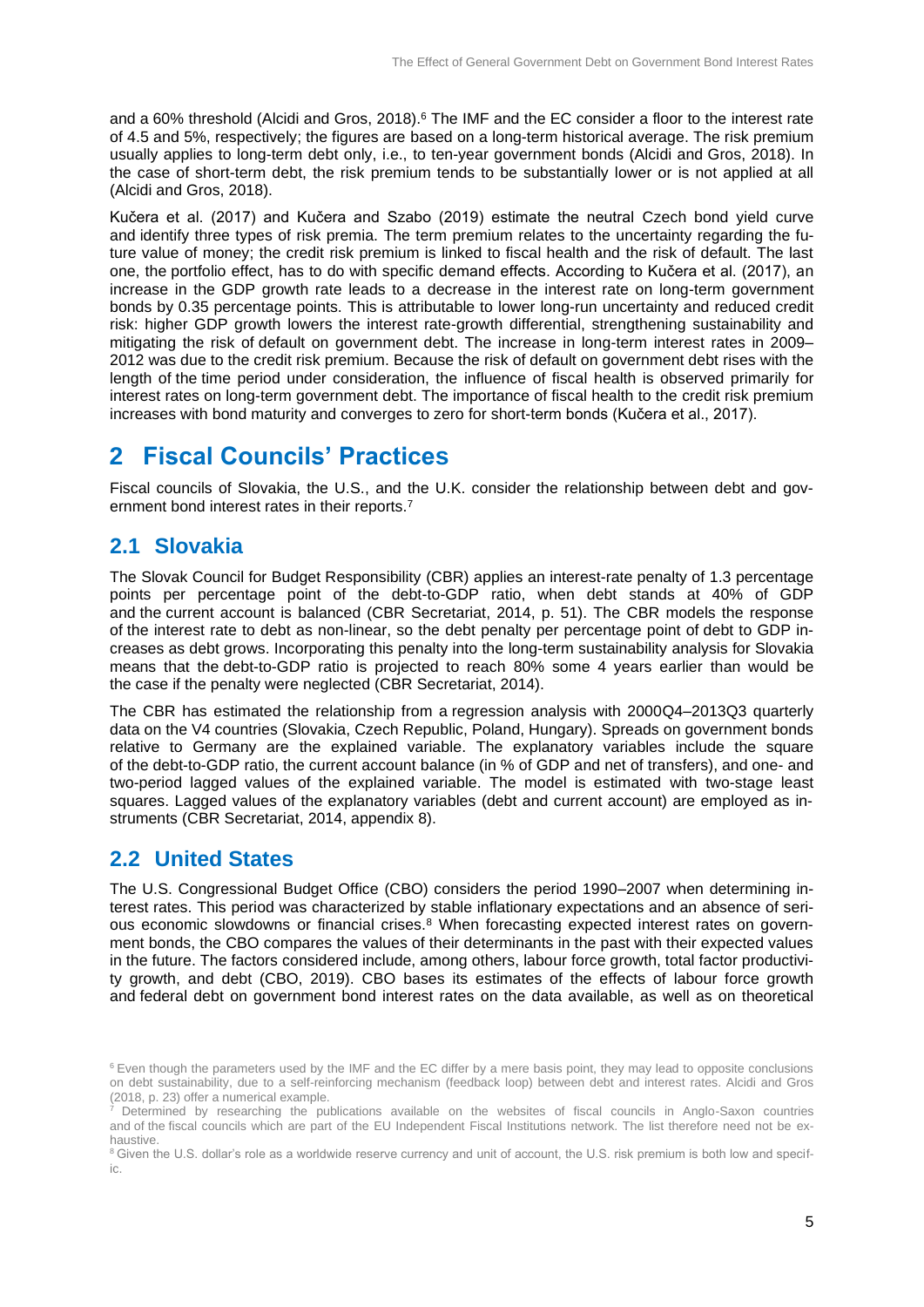and a 60% threshold (Alcidi and Gros, 2018).[6] The IMF and the EC consider a floor to the interest rate of 4.5 and 5%, respectively; the figures are based on a long-term historical average. The risk premium usually applies to long-term debt only, i.e., to ten-year government bonds (Alcidi and Gros, 2018). In the case of short-term debt, the risk premium tends to be substantially lower or is not applied at all (Alcidi and Gros, 2018).

Kučera et al. (2017) and Kučera and Szabo (2019) estimate the neutral Czech bond yield curve and identify three types of risk premia. The term premium relates to the uncertainty regarding the future value of money; the credit risk premium is linked to fiscal health and the risk of default. The last one, the portfolio effect, has to do with specific demand effects. According to Kučera et al. (2017), an increase in the GDP growth rate leads to a decrease in the interest rate on long-term government bonds by 0.35 percentage points. This is attributable to lower long-run uncertainty and reduced credit risk: higher GDP growth lowers the interest rate-growth differential, strengthening sustainability and mitigating the risk of default on government debt. The increase in long-term interest rates in 2009–2012 was due to the credit risk premium. Because the risk of default on government debt rises with the length of the time period under consideration, the influence of fiscal health is observed primarily for interest rates on long-term government debt. The importance of fiscal health to the credit risk premium increases with bond maturity and converges to zero for short-term bonds (Kučera et al., 2017).

# 2 Fiscal Councils' Practices

Fiscal councils of Slovakia, the U.S., and the U.K. consider the relationship between debt and government bond interest rates in their reports.[7]

## 2.1 Slovakia

The Slovak Council for Budget Responsibility (CBR) applies an interest-rate penalty of 1.3 percentage points per percentage point of the debt-to-GDP ratio, when debt stands at 40% of GDP and the current account is balanced (CBR Secretariat, 2014, p. 51). The CBR models the response of the interest rate to debt as non-linear, so the debt penalty per percentage point of debt to GDP increases as debt grows. Incorporating this penalty into the long-term sustainability analysis for Slovakia means that the debt-to-GDP ratio is projected to reach 80% some 4 years earlier than would be the case if the penalty were neglected (CBR Secretariat, 2014).

The CBR has estimated the relationship from a regression analysis with 2000Q4–2013Q3 quarterly data on the V4 countries (Slovakia, Czech Republic, Poland, Hungary). Spreads on government bonds relative to Germany are the explained variable. The explanatory variables include the square of the debt-to-GDP ratio, the current account balance (in % of GDP and net of transfers), and one- and two-period lagged values of the explained variable. The model is estimated with two-stage least squares. Lagged values of the explanatory variables (debt and current account) are employed as instruments (CBR Secretariat, 2014, appendix 8).

## 2.2 United States

The U.S. Congressional Budget Office (CBO) considers the period 1990–2007 when determining interest rates. This period was characterized by stable inflationary expectations and an absence of serious economic slowdowns or financial crises.[8] When forecasting expected interest rates on government bonds, the CBO compares the values of their determinants in the past with their expected values in the future. The factors considered include, among others, labour force growth, total factor productivity growth, and debt (CBO, 2019). CBO bases its estimates of the effects of labour force growth and federal debt on government bond interest rates on the data available, as well as on theoretical

---

[6] Even though the parameters used by the IMF and the EC differ by a mere basis point, they may lead to opposite conclusions on debt sustainability, due to a self-reinforcing mechanism (feedback loop) between debt and interest rates. Alcidi and Gros (2018, p. 23) offer a numerical example.

[7] Determined by researching the publications available on the websites of fiscal councils in Anglo-Saxon countries and of the fiscal councils which are part of the EU Independent Fiscal Institutions network. The list therefore need not be exhaustive.

[8] Given the U.S. dollar's role as a worldwide reserve currency and unit of account, the U.S. risk premium is both low and specific.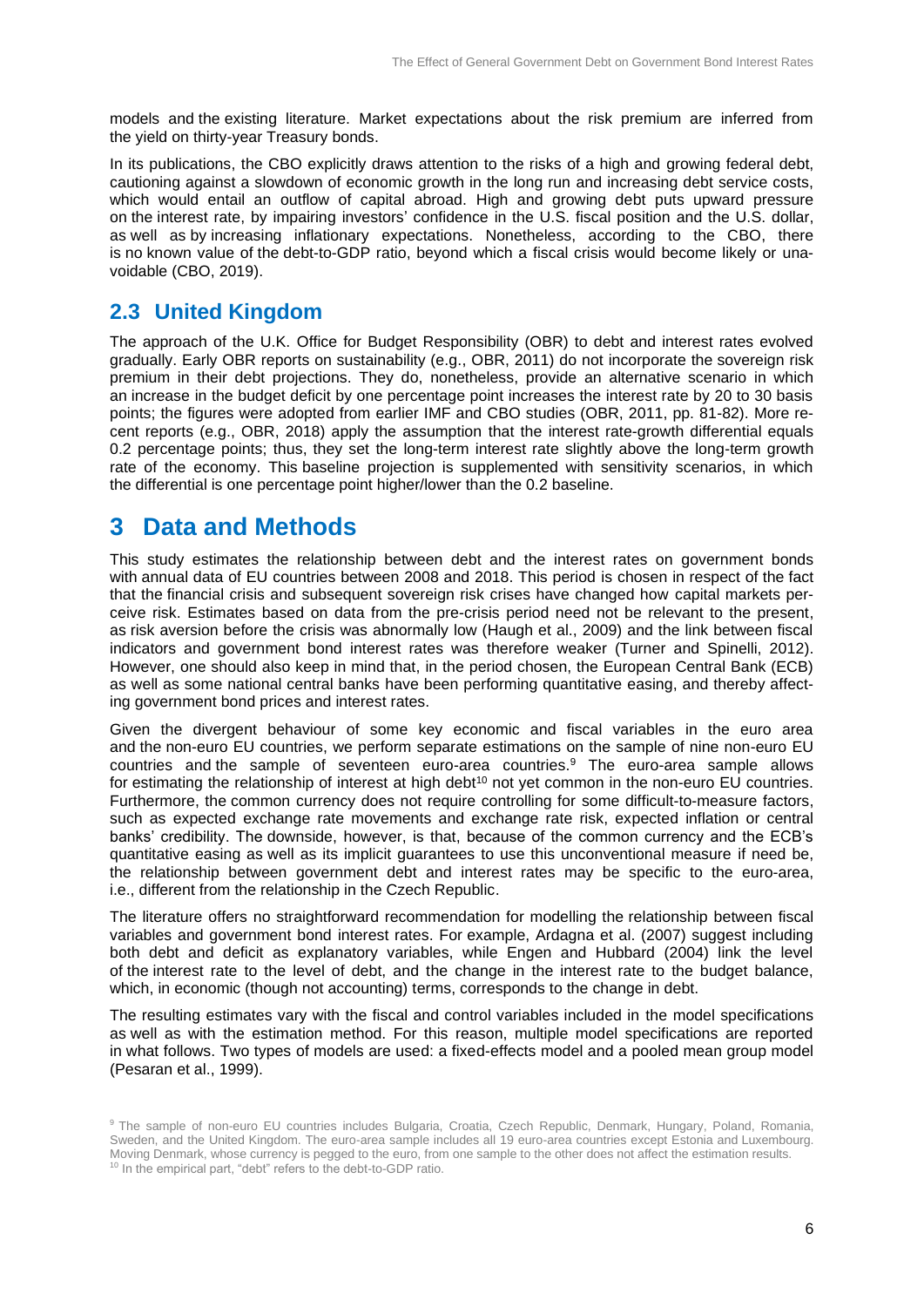models and the existing literature. Market expectations about the risk premium are inferred from the yield on thirty-year Treasury bonds.

In its publications, the CBO explicitly draws attention to the risks of a high and growing federal debt, cautioning against a slowdown of economic growth in the long run and increasing debt service costs, which would entail an outflow of capital abroad. High and growing debt puts upward pressure on the interest rate, by impairing investors' confidence in the U.S. fiscal position and the U.S. dollar, as well as by increasing inflationary expectations. Nonetheless, according to the CBO, there is no known value of the debt-to-GDP ratio, beyond which a fiscal crisis would become likely or unavoidable (CBO, 2019).

## 2.3 United Kingdom

The approach of the U.K. Office for Budget Responsibility (OBR) to debt and interest rates evolved gradually. Early OBR reports on sustainability (e.g., OBR, 2011) do not incorporate the sovereign risk premium in their debt projections. They do, nonetheless, provide an alternative scenario in which an increase in the budget deficit by one percentage point increases the interest rate by 20 to 30 basis points; the figures were adopted from earlier IMF and CBO studies (OBR, 2011, pp. 81-82). More recent reports (e.g., OBR, 2018) apply the assumption that the interest rate-growth differential equals 0.2 percentage points; thus, they set the long-term interest rate slightly above the long-term growth rate of the economy. This baseline projection is supplemented with sensitivity scenarios, in which the differential is one percentage point higher/lower than the 0.2 baseline.

# 3 Data and Methods

This study estimates the relationship between debt and the interest rates on government bonds with annual data of EU countries between 2008 and 2018. This period is chosen in respect of the fact that the financial crisis and subsequent sovereign risk crises have changed how capital markets perceive risk. Estimates based on data from the pre-crisis period need not be relevant to the present, as risk aversion before the crisis was abnormally low (Haugh et al., 2009) and the link between fiscal indicators and government bond interest rates was therefore weaker (Turner and Spinelli, 2012). However, one should also keep in mind that, in the period chosen, the European Central Bank (ECB) as well as some national central banks have been performing quantitative easing, and thereby affecting government bond prices and interest rates.

Given the divergent behaviour of some key economic and fiscal variables in the euro area and the non-euro EU countries, we perform separate estimations on the sample of nine non-euro EU countries and the sample of seventeen euro-area countries.[9] The euro-area sample allows for estimating the relationship of interest at high debt[10] not yet common in the non-euro EU countries. Furthermore, the common currency does not require controlling for some difficult-to-measure factors, such as expected exchange rate movements and exchange rate risk, expected inflation or central banks' credibility. The downside, however, is that, because of the common currency and the ECB's quantitative easing as well as its implicit guarantees to use this unconventional measure if need be, the relationship between government debt and interest rates may be specific to the euro-area, i.e., different from the relationship in the Czech Republic.

The literature offers no straightforward recommendation for modelling the relationship between fiscal variables and government bond interest rates. For example, Ardagna et al. (2007) suggest including both debt and deficit as explanatory variables, while Engen and Hubbard (2004) link the level of the interest rate to the level of debt, and the change in the interest rate to the budget balance, which, in economic (though not accounting) terms, corresponds to the change in debt.

The resulting estimates vary with the fiscal and control variables included in the model specifications as well as with the estimation method. For this reason, multiple model specifications are reported in what follows. Two types of models are used: a fixed-effects model and a pooled mean group model (Pesaran et al., 1999).

[9] The sample of non-euro EU countries includes Bulgaria, Croatia, Czech Republic, Denmark, Hungary, Poland, Romania, Sweden, and the United Kingdom. The euro-area sample includes all 19 euro-area countries except Estonia and Luxembourg. Moving Denmark, whose currency is pegged to the euro, from one sample to the other does not affect the estimation results.

[10] In the empirical part, "debt" refers to the debt-to-GDP ratio.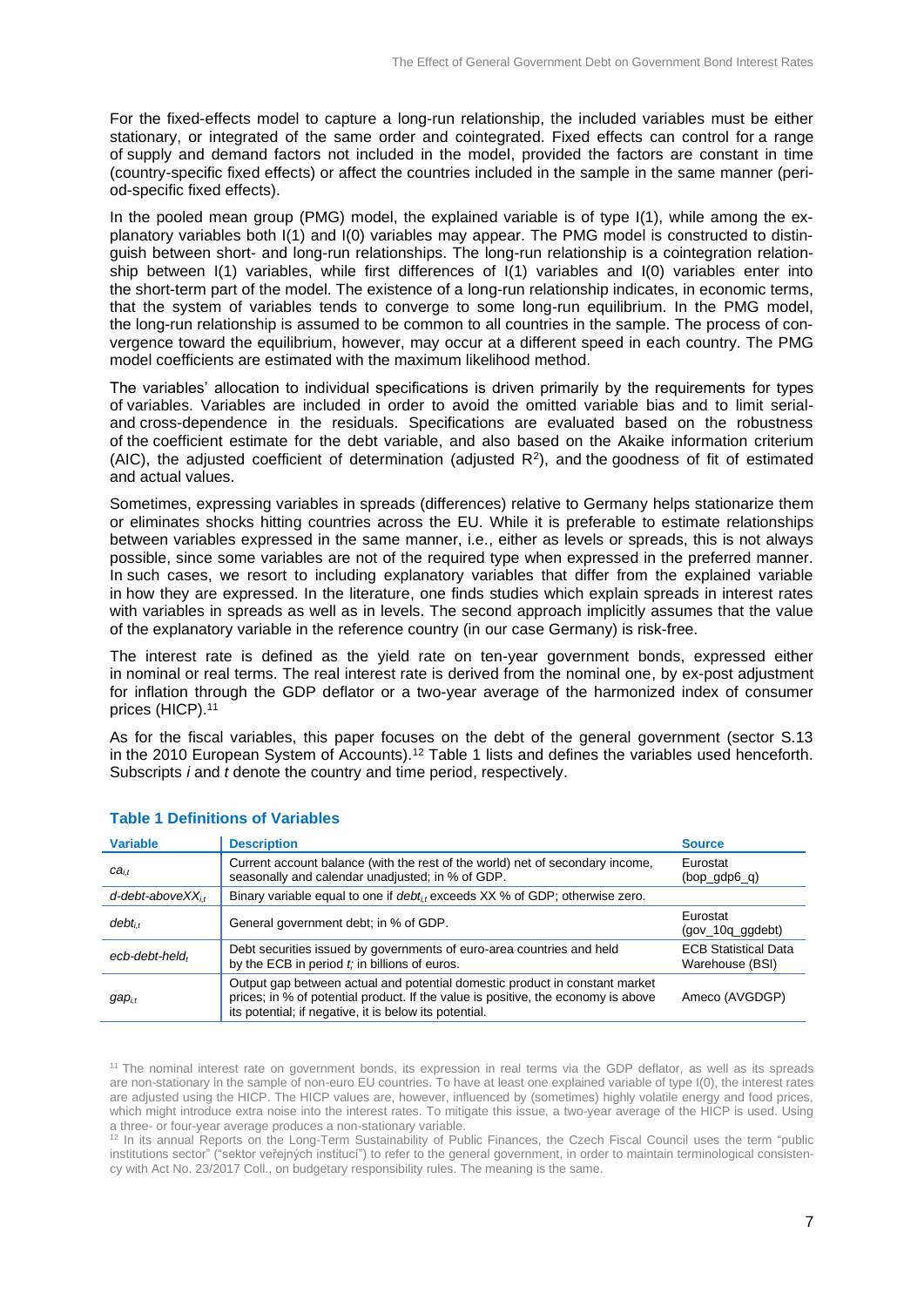For the fixed-effects model to capture a long-run relationship, the included variables must be either stationary, or integrated of the same order and cointegrated. Fixed effects can control for a range of supply and demand factors not included in the model, provided the factors are constant in time (country-specific fixed effects) or affect the countries included in the sample in the same manner (period-specific fixed effects).

In the pooled mean group (PMG) model, the explained variable is of type I(1), while among the explanatory variables both I(1) and I(0) variables may appear. The PMG model is constructed to distinguish between short- and long-run relationships. The long-run relationship is a cointegration relationship between I(1) variables, while first differences of I(1) variables and I(0) variables enter into the short-term part of the model. The existence of a long-run relationship indicates, in economic terms, that the system of variables tends to converge to some long-run equilibrium. In the PMG model, the long-run relationship is assumed to be common to all countries in the sample. The process of convergence toward the equilibrium, however, may occur at a different speed in each country. The PMG model coefficients are estimated with the maximum likelihood method.

The variables' allocation to individual specifications is driven primarily by the requirements for types of variables. Variables are included in order to avoid the omitted variable bias and to limit serial- and cross-dependence in the residuals. Specifications are evaluated based on the robustness of the coefficient estimate for the debt variable, and also based on the Akaike information criterium (AIC), the adjusted coefficient of determination (adjusted $R^2$), and the goodness of fit of estimated and actual values.

Sometimes, expressing variables in spreads (differences) relative to Germany helps stationarize them or eliminates shocks hitting countries across the EU. While it is preferable to estimate relationships between variables expressed in the same manner, i.e., either as levels or spreads, this is not always possible, since some variables are not of the required type when expressed in the preferred manner. In such cases, we resort to including explanatory variables that differ from the explained variable in how they are expressed. In the literature, one finds studies which explain spreads in interest rates with variables in spreads as well as in levels. The second approach implicitly assumes that the value of the explanatory variable in the reference country (in our case Germany) is risk-free.

The interest rate is defined as the yield rate on ten-year government bonds, expressed either in nominal or real terms. The real interest rate is derived from the nominal one, by ex-post adjustment for inflation through the GDP deflator or a two-year average of the harmonized index of consumer prices (HICP).[11]

As for the fiscal variables, this paper focuses on the debt of the general government (sector S.13 in the 2010 European System of Accounts).[12] Table 1 lists and defines the variables used henceforth. Subscripts *i* and *t* denote the country and time period, respectively.

### Table 1 Definitions of Variables

| Variable | Description | Source |
|---|---|---|
| $ca_{i,t}$ | Current account balance (with the rest of the world) net of secondary income, seasonally and calendar unadjusted; in % of GDP. | Eurostat (bop_gdp6_q) |
| $d\text{-}debt\text{-}aboveXX_{i,t}$ | Binary variable equal to one if $debt_{i,t}$ exceeds XX % of GDP; otherwise zero. | |
| $debt_{i,t}$ | General government debt; in % of GDP. | Eurostat (gov_10q_ggdebt) |
| $ecb\text{-}debt\text{-}held_t$ | Debt securities issued by governments of euro-area countries and held by the ECB in period *t*; in billions of euros. | ECB Statistical Data Warehouse (BSI) |
| $gap_{i,t}$ | Output gap between actual and potential domestic product in constant market prices; in % of potential product. If the value is positive, the economy is above its potential; if negative, it is below its potential. | Ameco (AVGDGP) |

[11] The nominal interest rate on government bonds, its expression in real terms via the GDP deflator, as well as its spreads are non-stationary in the sample of non-euro EU countries. To have at least one explained variable of type I(0), the interest rates are adjusted using the HICP. The HICP values are, however, influenced by (sometimes) highly volatile energy and food prices, which might introduce extra noise into the interest rates. To mitigate this issue, a two-year average of the HICP is used. Using a three- or four-year average produces a non-stationary variable.

[12] In its annual Reports on the Long-Term Sustainability of Public Finances, the Czech Fiscal Council uses the term "public institutions sector" ("sektor veřejných institucí") to refer to the general government, in order to maintain terminological consistency with Act No. 23/2017 Coll., on budgetary responsibility rules. The meaning is the same.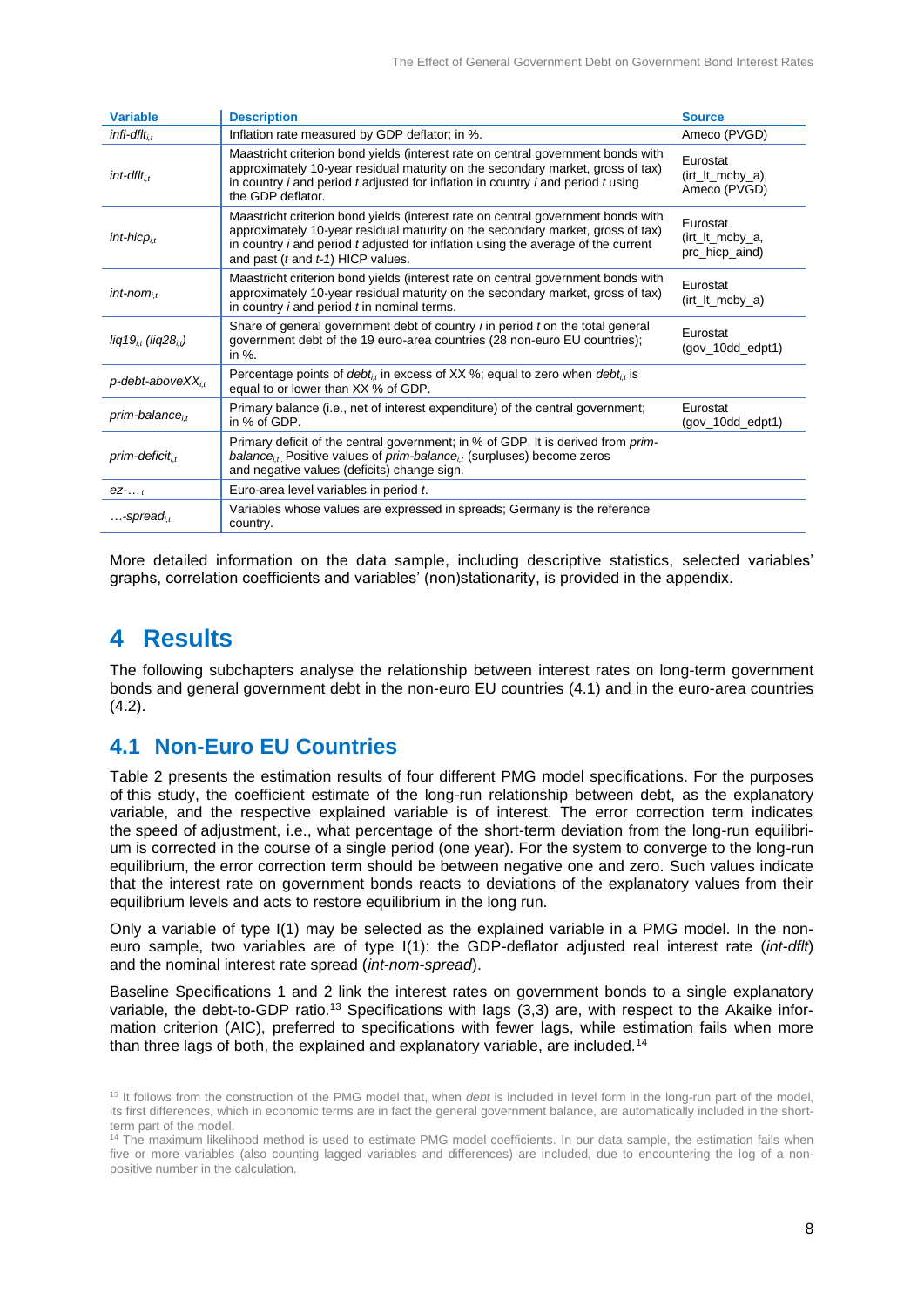| Variable | Description | Source |
|---|---|---|
| *infl-dflt*$_{i,t}$ | Inflation rate measured by GDP deflator; in %. | Ameco (PVGD) |
| *int-dflt*$_{i,t}$ | Maastricht criterion bond yields (interest rate on central government bonds with approximately 10-year residual maturity on the secondary market, gross of tax) in country *i* and period *t* adjusted for inflation in country *i* and period *t* using the GDP deflator. | Eurostat (irt_lt_mcby_a), Ameco (PVGD) |
| *int-hicp*$_{i,t}$ | Maastricht criterion bond yields (interest rate on central government bonds with approximately 10-year residual maturity on the secondary market, gross of tax) in country *i* and period *t* adjusted for inflation using the average of the current and past (*t* and *t-1*) HICP values. | Eurostat (irt_lt_mcby_a, prc_hicp_aind) |
| *int-nom*$_{i,t}$ | Maastricht criterion bond yields (interest rate on central government bonds with approximately 10-year residual maturity on the secondary market, gross of tax) in country *i* and period *t* in nominal terms. | Eurostat (irt_lt_mcby_a) |
| *liq19*$_{i,t}$ (*liq28*$_{i,t}$) | Share of general government debt of country *i* in period *t* on the total general government debt of the 19 euro-area countries (28 non-euro EU countries); in %. | Eurostat (gov_10dd_edpt1) |
| *p-debt-aboveXX*$_{i,t}$ | Percentage points of *debt*$_{i,t}$ in excess of XX %; equal to zero when *debt*$_{i,t}$ is equal to or lower than XX % of GDP. | |
| *prim-balance*$_{i,t}$ | Primary balance (i.e., net of interest expenditure) of the central government; in % of GDP. | Eurostat (gov_10dd_edpt1) |
| *prim-deficit*$_{i,t}$ | Primary deficit of the central government; in % of GDP. It is derived from *prim-balance*$_{i,t}$. Positive values of *prim-balance*$_{i,t}$ (surpluses) become zeros and negative values (deficits) change sign. | |
| *ez-…*$_{t}$ | Euro-area level variables in period *t*. | |
| *…-spread*$_{i,t}$ | Variables whose values are expressed in spreads; Germany is the reference country. | |

More detailed information on the data sample, including descriptive statistics, selected variables' graphs, correlation coefficients and variables' (non)stationarity, is provided in the appendix.

# 4 Results

The following subchapters analyse the relationship between interest rates on long-term government bonds and general government debt in the non-euro EU countries (4.1) and in the euro-area countries (4.2).

## 4.1 Non-Euro EU Countries

Table 2 presents the estimation results of four different PMG model specifications. For the purposes of this study, the coefficient estimate of the long-run relationship between debt, as the explanatory variable, and the respective explained variable is of interest. The error correction term indicates the speed of adjustment, i.e., what percentage of the short-term deviation from the long-run equilibrium is corrected in the course of a single period (one year). For the system to converge to the long-run equilibrium, the error correction term should be between negative one and zero. Such values indicate that the interest rate on government bonds reacts to deviations of the explanatory values from their equilibrium levels and acts to restore equilibrium in the long run.

Only a variable of type I(1) may be selected as the explained variable in a PMG model. In the non-euro sample, two variables are of type I(1): the GDP-deflator adjusted real interest rate (*int-dflt*) and the nominal interest rate spread (*int-nom-spread*).

Baseline Specifications 1 and 2 link the interest rates on government bonds to a single explanatory variable, the debt-to-GDP ratio.[13] Specifications with lags (3,3) are, with respect to the Akaike information criterion (AIC), preferred to specifications with fewer lags, while estimation fails when more than three lags of both, the explained and explanatory variable, are included.[14]

[13] It follows from the construction of the PMG model that, when *debt* is included in level form in the long-run part of the model, its first differences, which in economic terms are in fact the general government balance, are automatically included in the short-term part of the model.

[14] The maximum likelihood method is used to estimate PMG model coefficients. In our data sample, the estimation fails when five or more variables (also counting lagged variables and differences) are included, due to encountering the log of a non-positive number in the calculation.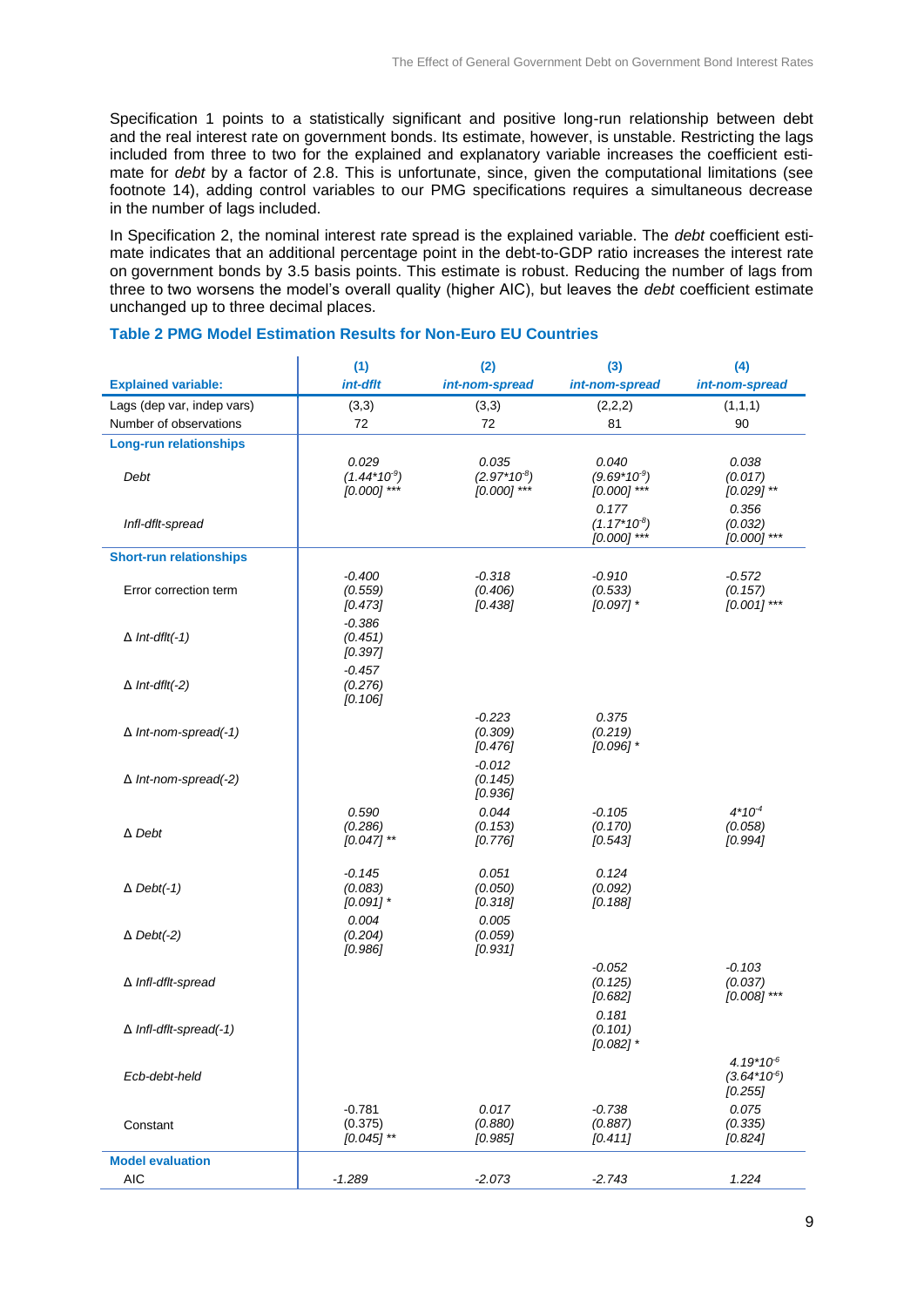Specification 1 points to a statistically significant and positive long-run relationship between debt and the real interest rate on government bonds. Its estimate, however, is unstable. Restricting the lags included from three to two for the explained and explanatory variable increases the coefficient estimate for *debt* by a factor of 2.8. This is unfortunate, since, given the computational limitations (see footnote 14), adding control variables to our PMG specifications requires a simultaneous decrease in the number of lags included.

In Specification 2, the nominal interest rate spread is the explained variable. The *debt* coefficient estimate indicates that an additional percentage point in the debt-to-GDP ratio increases the interest rate on government bonds by 3.5 basis points. This estimate is robust. Reducing the number of lags from three to two worsens the model's overall quality (higher AIC), but leaves the *debt* coefficient estimate unchanged up to three decimal places.

### Table 2 PMG Model Estimation Results for Non-Euro EU Countries

| | (1) | (2) | (3) | (4) |
|---|---|---|---|---|
| **Explained variable:** | *int-dflt* | *int-nom-spread* | *int-nom-spread* | *int-nom-spread* |
| Lags (dep var, indep vars) | (3,3) | (3,3) | (2,2,2) | (1,1,1) |
| Number of observations | 72 | 72 | 81 | 90 |
| **Long-run relationships** | | | | |
| *Debt* | 0.029<br>($1.44{*}10^{-9}$)<br>[0.000] *** | 0.035<br>($2.97{*}10^{-8}$)<br>[0.000] *** | 0.040<br>($9.69{*}10^{-9}$)<br>[0.000] *** | 0.038<br>(0.017)<br>[0.029] ** |
| *Infl-dflt-spread* | | | 0.177<br>($1.17{*}10^{-8}$)<br>[0.000] *** | 0.356<br>(0.032)<br>[0.000] *** |
| **Short-run relationships** | | | | |
| Error correction term | -0.400<br>(0.559)<br>[0.473] | -0.318<br>(0.406)<br>[0.438] | -0.910<br>(0.533)<br>[0.097] * | -0.572<br>(0.157)<br>[0.001] *** |
| Δ *Int-dflt(-1)* | -0.386<br>(0.451)<br>[0.397] | | | |
| Δ *Int-dflt(-2)* | -0.457<br>(0.276)<br>[0.106] | | | |
| Δ *Int-nom-spread(-1)* | | -0.223<br>(0.309)<br>[0.476] | 0.375<br>(0.219)<br>[0.096] * | |
| Δ *Int-nom-spread(-2)* | | -0.012<br>(0.145)<br>[0.936] | | |
| Δ *Debt* | 0.590<br>(0.286)<br>[0.047] ** | 0.044<br>(0.153)<br>[0.776] | -0.105<br>(0.170)<br>[0.543] | $4{*}10^{-4}$<br>(0.058)<br>[0.994] |
| Δ *Debt(-1)* | -0.145<br>(0.083)<br>[0.091] * | 0.051<br>(0.050)<br>[0.318] | 0.124<br>(0.092)<br>[0.188] | |
| Δ *Debt(-2)* | 0.004<br>(0.204)<br>[0.986] | 0.005<br>(0.059)<br>[0.931] | | |
| Δ *Infl-dflt-spread* | | | -0.052<br>(0.125)<br>[0.682] | -0.103<br>(0.037)<br>[0.008] *** |
| Δ *Infl-dflt-spread(-1)* | | | 0.181<br>(0.101)<br>[0.082] * | |
| *Ecb-debt-held* | | | | $4.19{*}10^{-6}$<br>($3.64{*}10^{-6}$)<br>[0.255] |
| Constant | -0.781<br>(0.375)<br>[0.045] ** | 0.017<br>(0.880)<br>[0.985] | -0.738<br>(0.887)<br>[0.411] | 0.075<br>(0.335)<br>[0.824] |
| **Model evaluation** | | | | |
| AIC | -1.289 | -2.073 | -2.743 | 1.224 |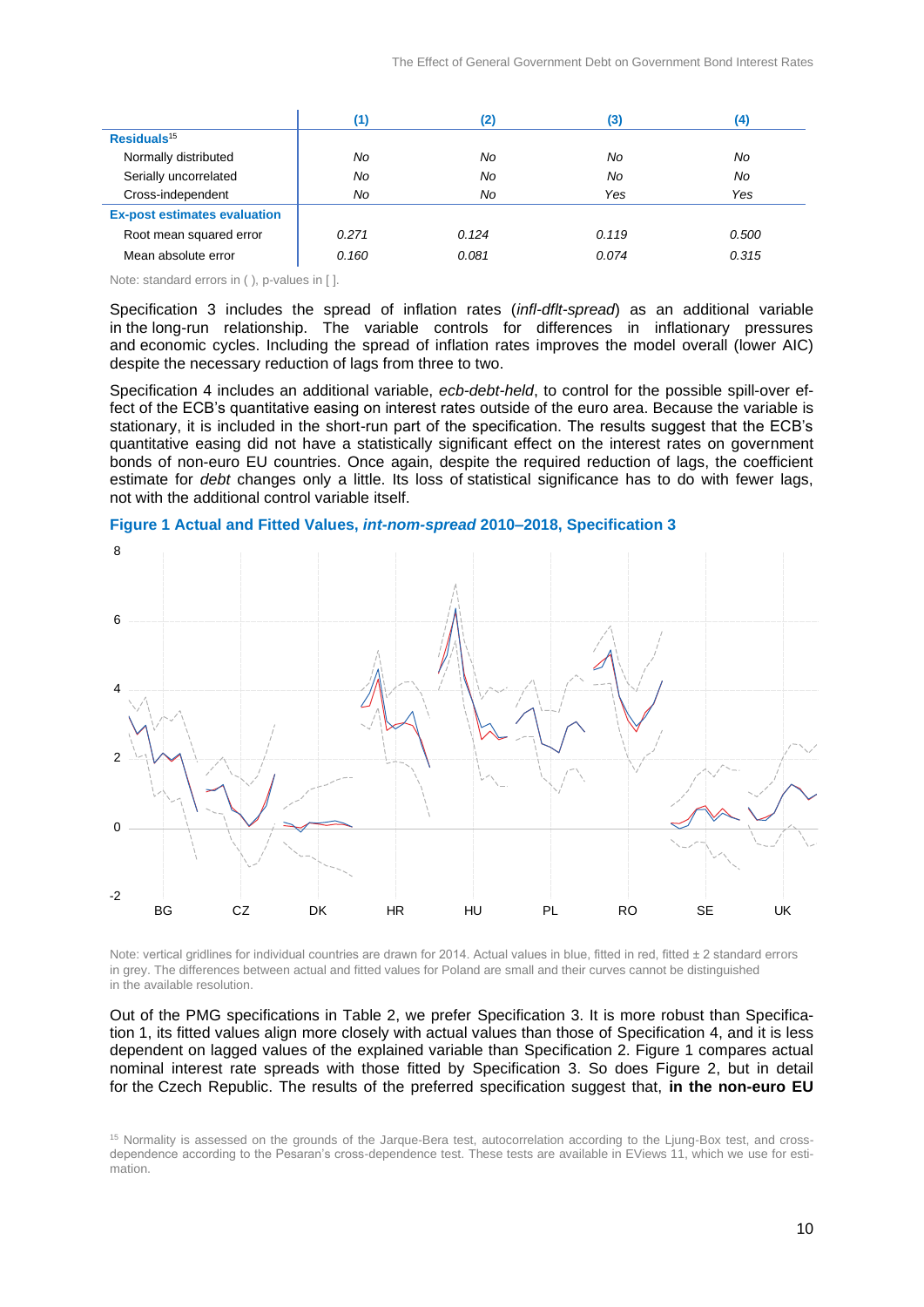| | (1) | (2) | (3) | (4) |
|---|---|---|---|---|
| **Residuals**[15] | | | | |
| Normally distributed | *No* | *No* | *No* | *No* |
| Serially uncorrelated | *No* | *No* | *No* | *No* |
| Cross-independent | *No* | *No* | *Yes* | *Yes* |
| **Ex-post estimates evaluation** | | | | |
| Root mean squared error | *0.271* | *0.124* | *0.119* | *0.500* |
| Mean absolute error | *0.160* | *0.081* | *0.074* | *0.315* |

Note: standard errors in ( ), p-values in [ ].

Specification 3 includes the spread of inflation rates (*infl-dflt-spread*) as an additional variable in the long-run relationship. The variable controls for differences in inflationary pressures and economic cycles. Including the spread of inflation rates improves the model overall (lower AIC) despite the necessary reduction of lags from three to two.

Specification 4 includes an additional variable, *ecb-debt-held*, to control for the possible spill-over effect of the ECB's quantitative easing on interest rates outside of the euro area. Because the variable is stationary, it is included in the short-run part of the specification. The results suggest that the ECB's quantitative easing did not have a statistically significant effect on the interest rates on government bonds of non-euro EU countries. Once again, despite the required reduction of lags, the coefficient estimate for *debt* changes only a little. Its loss of statistical significance has to do with fewer lags, not with the additional control variable itself.

**Figure 1 Actual and Fitted Values, *int-nom-spread* 2010–2018, Specification 3**

Note: vertical gridlines for individual countries are drawn for 2014. Actual values in blue, fitted in red, fitted ± 2 standard errors in grey. The differences between actual and fitted values for Poland are small and their curves cannot be distinguished in the available resolution.

Out of the PMG specifications in Table 2, we prefer Specification 3. It is more robust than Specification 1, its fitted values align more closely with actual values than those of Specification 4, and it is less dependent on lagged values of the explained variable than Specification 2. Figure 1 compares actual nominal interest rate spreads with those fitted by Specification 3. So does Figure 2, but in detail for the Czech Republic. The results of the preferred specification suggest that, **in the non-euro EU**

[15] Normality is assessed on the grounds of the Jarque-Bera test, autocorrelation according to the Ljung-Box test, and cross-dependence according to the Pesaran's cross-dependence test. These tests are available in EViews 11, which we use for estimation.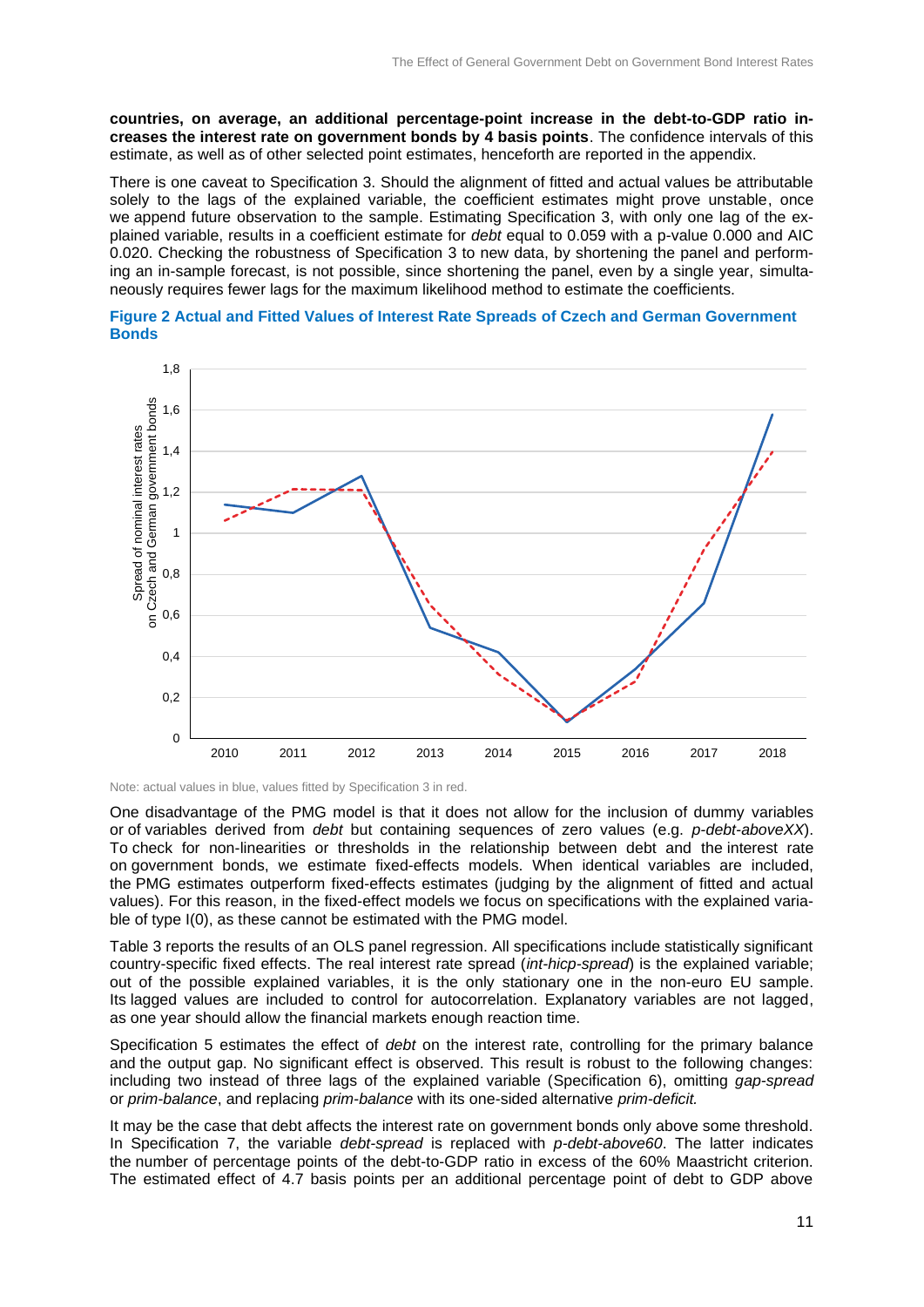**countries, on average, an additional percentage-point increase in the debt-to-GDP ratio increases the interest rate on government bonds by 4 basis points**. The confidence intervals of this estimate, as well as of other selected point estimates, henceforth are reported in the appendix.

There is one caveat to Specification 3. Should the alignment of fitted and actual values be attributable solely to the lags of the explained variable, the coefficient estimates might prove unstable, once we append future observation to the sample. Estimating Specification 3, with only one lag of the explained variable, results in a coefficient estimate for *debt* equal to 0.059 with a p-value 0.000 and AIC 0.020. Checking the robustness of Specification 3 to new data, by shortening the panel and performing an in-sample forecast, is not possible, since shortening the panel, even by a single year, simultaneously requires fewer lags for the maximum likelihood method to estimate the coefficients.

**Figure 2 Actual and Fitted Values of Interest Rate Spreads of Czech and German Government Bonds**

Note: actual values in blue, values fitted by Specification 3 in red.

One disadvantage of the PMG model is that it does not allow for the inclusion of dummy variables or of variables derived from *debt* but containing sequences of zero values (e.g. *p-debt-aboveXX*). To check for non-linearities or thresholds in the relationship between debt and the interest rate on government bonds, we estimate fixed-effects models. When identical variables are included, the PMG estimates outperform fixed-effects estimates (judging by the alignment of fitted and actual values). For this reason, in the fixed-effect models we focus on specifications with the explained variable of type I(0), as these cannot be estimated with the PMG model.

Table 3 reports the results of an OLS panel regression. All specifications include statistically significant country-specific fixed effects. The real interest rate spread (*int-hicp-spread*) is the explained variable; out of the possible explained variables, it is the only stationary one in the non-euro EU sample. Its lagged values are included to control for autocorrelation. Explanatory variables are not lagged, as one year should allow the financial markets enough reaction time.

Specification 5 estimates the effect of *debt* on the interest rate, controlling for the primary balance and the output gap. No significant effect is observed. This result is robust to the following changes: including two instead of three lags of the explained variable (Specification 6), omitting *gap-spread* or *prim-balance*, and replacing *prim-balance* with its one-sided alternative *prim-deficit.*

It may be the case that debt affects the interest rate on government bonds only above some threshold. In Specification 7, the variable *debt-spread* is replaced with *p-debt-above60*. The latter indicates the number of percentage points of the debt-to-GDP ratio in excess of the 60% Maastricht criterion. The estimated effect of 4.7 basis points per an additional percentage point of debt to GDP above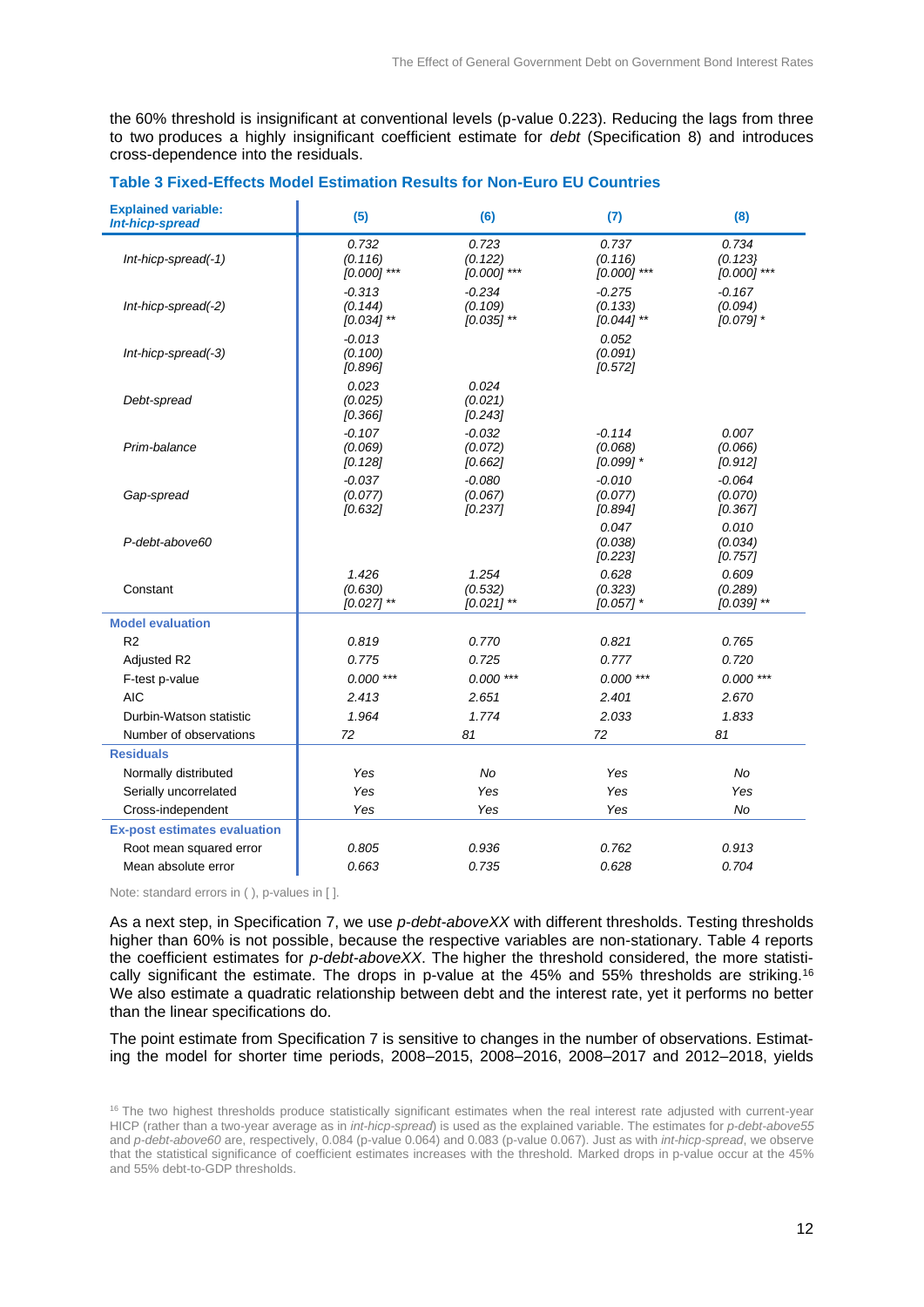the 60% threshold is insignificant at conventional levels (p-value 0.223). Reducing the lags from three to two produces a highly insignificant coefficient estimate for *debt* (Specification 8) and introduces cross-dependence into the residuals.

**Table 3 Fixed-Effects Model Estimation Results for Non-Euro EU Countries**

| **Explained variable:** ***Int-hicp-spread*** | **(5)** | **(6)** | **(7)** | **(8)** |
|---|---|---|---|---|
| *Int-hicp-spread(-1)* | 0.732<br>(0.116)<br>[0.000] *** | 0.723<br>(0.122)<br>[0.000] *** | 0.737<br>(0.116)<br>[0.000] *** | 0.734<br>(0.123}<br>[0.000] *** |
| *Int-hicp-spread(-2)* | -0.313<br>(0.144)<br>[0.034] ** | -0.234<br>(0.109)<br>[0.035] ** | -0.275<br>(0.133)<br>[0.044] ** | -0.167<br>(0.094)<br>[0.079] * |
| *Int-hicp-spread(-3)* | -0.013<br>(0.100)<br>[0.896] | | 0.052<br>(0.091)<br>[0.572] | |
| *Debt-spread* | 0.023<br>(0.025)<br>[0.366] | 0.024<br>(0.021)<br>[0.243] | | |
| *Prim-balance* | -0.107<br>(0.069)<br>[0.128] | -0.032<br>(0.072)<br>[0.662] | -0.114<br>(0.068)<br>[0.099] * | 0.007<br>(0.066)<br>[0.912] |
| *Gap-spread* | -0.037<br>(0.077)<br>[0.632] | -0.080<br>(0.067)<br>[0.237] | -0.010<br>(0.077)<br>[0.894] | -0.064<br>(0.070)<br>[0.367] |
| *P-debt-above60* | | | 0.047<br>(0.038)<br>[0.223] | 0.010<br>(0.034)<br>[0.757] |
| Constant | 1.426<br>(0.630)<br>[0.027] ** | 1.254<br>(0.532)<br>[0.021] ** | 0.628<br>(0.323)<br>[0.057] * | 0.609<br>(0.289)<br>[0.039] ** |
| **Model evaluation** | | | | |
| R2 | 0.819 | 0.770 | 0.821 | 0.765 |
| Adjusted R2 | 0.775 | 0.725 | 0.777 | 0.720 |
| F-test p-value | 0.000 *** | 0.000 *** | 0.000 *** | 0.000 *** |
| AIC | 2.413 | 2.651 | 2.401 | 2.670 |
| Durbin-Watson statistic | 1.964 | 1.774 | 2.033 | 1.833 |
| Number of observations | 72 | 81 | 72 | 81 |
| **Residuals** | | | | |
| Normally distributed | Yes | No | Yes | No |
| Serially uncorrelated | Yes | Yes | Yes | Yes |
| Cross-independent | Yes | Yes | Yes | No |
| **Ex-post estimates evaluation** | | | | |
| Root mean squared error | 0.805 | 0.936 | 0.762 | 0.913 |
| Mean absolute error | 0.663 | 0.735 | 0.628 | 0.704 |

Note: standard errors in ( ), p-values in [ ].

As a next step, in Specification 7, we use *p-debt-aboveXX* with different thresholds. Testing thresholds higher than 60% is not possible, because the respective variables are non-stationary. Table 4 reports the coefficient estimates for *p-debt-aboveXX*. The higher the threshold considered, the more statistically significant the estimate. The drops in p-value at the 45% and 55% thresholds are striking.[16] We also estimate a quadratic relationship between debt and the interest rate, yet it performs no better than the linear specifications do.

The point estimate from Specification 7 is sensitive to changes in the number of observations. Estimating the model for shorter time periods, 2008–2015, 2008–2016, 2008–2017 and 2012–2018, yields

[16] The two highest thresholds produce statistically significant estimates when the real interest rate adjusted with current-year HICP (rather than a two-year average as in *int-hicp-spread*) is used as the explained variable. The estimates for *p-debt-above55* and *p-debt-above60* are, respectively, 0.084 (p-value 0.064) and 0.083 (p-value 0.067). Just as with *int-hicp-spread*, we observe that the statistical significance of coefficient estimates increases with the threshold. Marked drops in p-value occur at the 45% and 55% debt-to-GDP thresholds.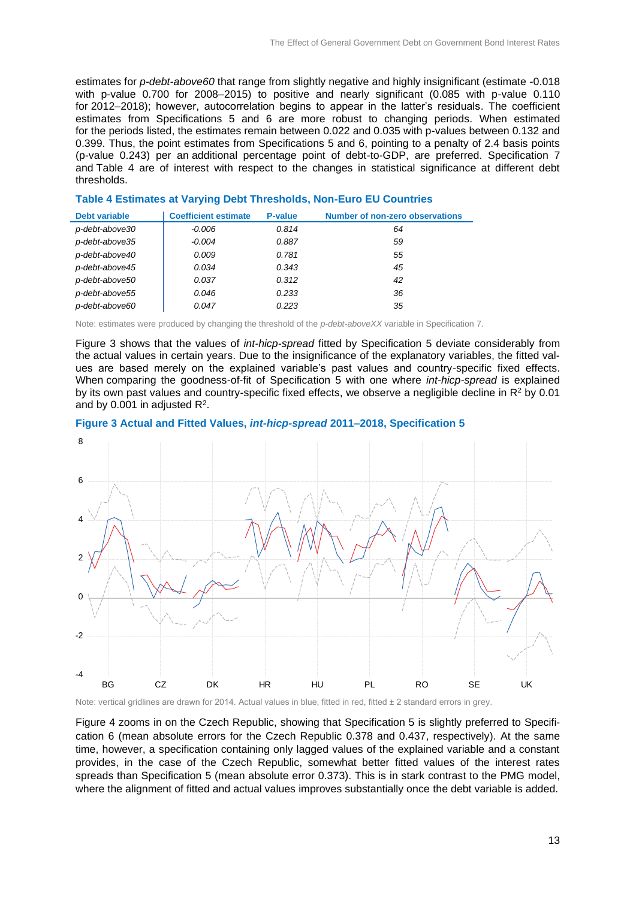estimates for *p-debt-above60* that range from slightly negative and highly insignificant (estimate -0.018 with p-value 0.700 for 2008–2015) to positive and nearly significant (0.085 with p-value 0.110 for 2012–2018); however, autocorrelation begins to appear in the latter's residuals. The coefficient estimates from Specifications 5 and 6 are more robust to changing periods. When estimated for the periods listed, the estimates remain between 0.022 and 0.035 with p-values between 0.132 and 0.399. Thus, the point estimates from Specifications 5 and 6, pointing to a penalty of 2.4 basis points (p-value 0.243) per an additional percentage point of debt-to-GDP, are preferred. Specification 7 and Table 4 are of interest with respect to the changes in statistical significance at different debt thresholds.

**Table 4 Estimates at Varying Debt Thresholds, Non-Euro EU Countries**

| Debt variable | Coefficient estimate | P-value | Number of non-zero observations |
|---|---|---|---|
| *p-debt-above30* | *-0.006* | *0.814* | *64* |
| *p-debt-above35* | *-0.004* | *0.887* | *59* |
| *p-debt-above40* | *0.009* | *0.781* | *55* |
| *p-debt-above45* | *0.034* | *0.343* | *45* |
| *p-debt-above50* | *0.037* | *0.312* | *42* |
| *p-debt-above55* | *0.046* | *0.233* | *36* |
| *p-debt-above60* | *0.047* | *0.223* | *35* |

Note: estimates were produced by changing the threshold of the *p-debt-aboveXX* variable in Specification 7.

Figure 3 shows that the values of *int-hicp-spread* fitted by Specification 5 deviate considerably from the actual values in certain years. Due to the insignificance of the explanatory variables, the fitted values are based merely on the explained variable's past values and country-specific fixed effects. When comparing the goodness-of-fit of Specification 5 with one where *int-hicp-spread* is explained by its own past values and country-specific fixed effects, we observe a negligible decline in $R^2$ by 0.01 and by 0.001 in adjusted $R^2$.

**Figure 3 Actual and Fitted Values, *int-hicp-spread* 2011–2018, Specification 5**

Note: vertical gridlines are drawn for 2014. Actual values in blue, fitted in red, fitted ± 2 standard errors in grey.

Figure 4 zooms in on the Czech Republic, showing that Specification 5 is slightly preferred to Specification 6 (mean absolute errors for the Czech Republic 0.378 and 0.437, respectively). At the same time, however, a specification containing only lagged values of the explained variable and a constant provides, in the case of the Czech Republic, somewhat better fitted values of the interest rates spreads than Specification 5 (mean absolute error 0.373). This is in stark contrast to the PMG model, where the alignment of fitted and actual values improves substantially once the debt variable is added.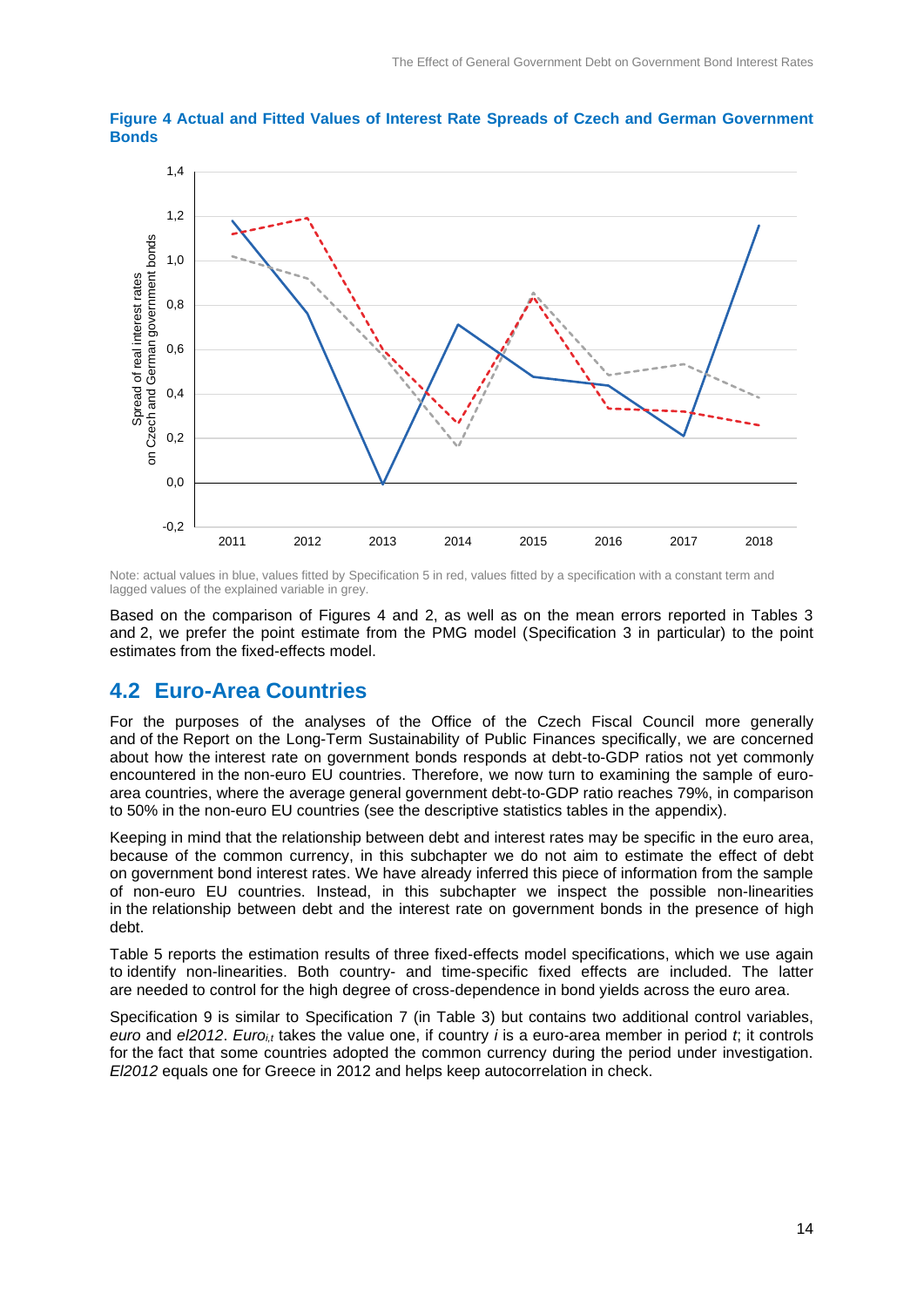**Figure 4 Actual and Fitted Values of Interest Rate Spreads of Czech and German Government Bonds**

Note: actual values in blue, values fitted by Specification 5 in red, values fitted by a specification with a constant term and lagged values of the explained variable in grey.

Based on the comparison of Figures 4 and 2, as well as on the mean errors reported in Tables 3 and 2, we prefer the point estimate from the PMG model (Specification 3 in particular) to the point estimates from the fixed-effects model.

## 4.2 Euro-Area Countries

For the purposes of the analyses of the Office of the Czech Fiscal Council more generally and of the Report on the Long-Term Sustainability of Public Finances specifically, we are concerned about how the interest rate on government bonds responds at debt-to-GDP ratios not yet commonly encountered in the non-euro EU countries. Therefore, we now turn to examining the sample of euro-area countries, where the average general government debt-to-GDP ratio reaches 79%, in comparison to 50% in the non-euro EU countries (see the descriptive statistics tables in the appendix).

Keeping in mind that the relationship between debt and interest rates may be specific in the euro area, because of the common currency, in this subchapter we do not aim to estimate the effect of debt on government bond interest rates. We have already inferred this piece of information from the sample of non-euro EU countries. Instead, in this subchapter we inspect the possible non-linearities in the relationship between debt and the interest rate on government bonds in the presence of high debt.

Table 5 reports the estimation results of three fixed-effects model specifications, which we use again to identify non-linearities. Both country- and time-specific fixed effects are included. The latter are needed to control for the high degree of cross-dependence in bond yields across the euro area.

Specification 9 is similar to Specification 7 (in Table 3) but contains two additional control variables, *euro* and *el2012*. $Euro_{i,t}$ takes the value one, if country $i$ is a euro-area member in period $t$; it controls for the fact that some countries adopted the common currency during the period under investigation. *El2012* equals one for Greece in 2012 and helps keep autocorrelation in check.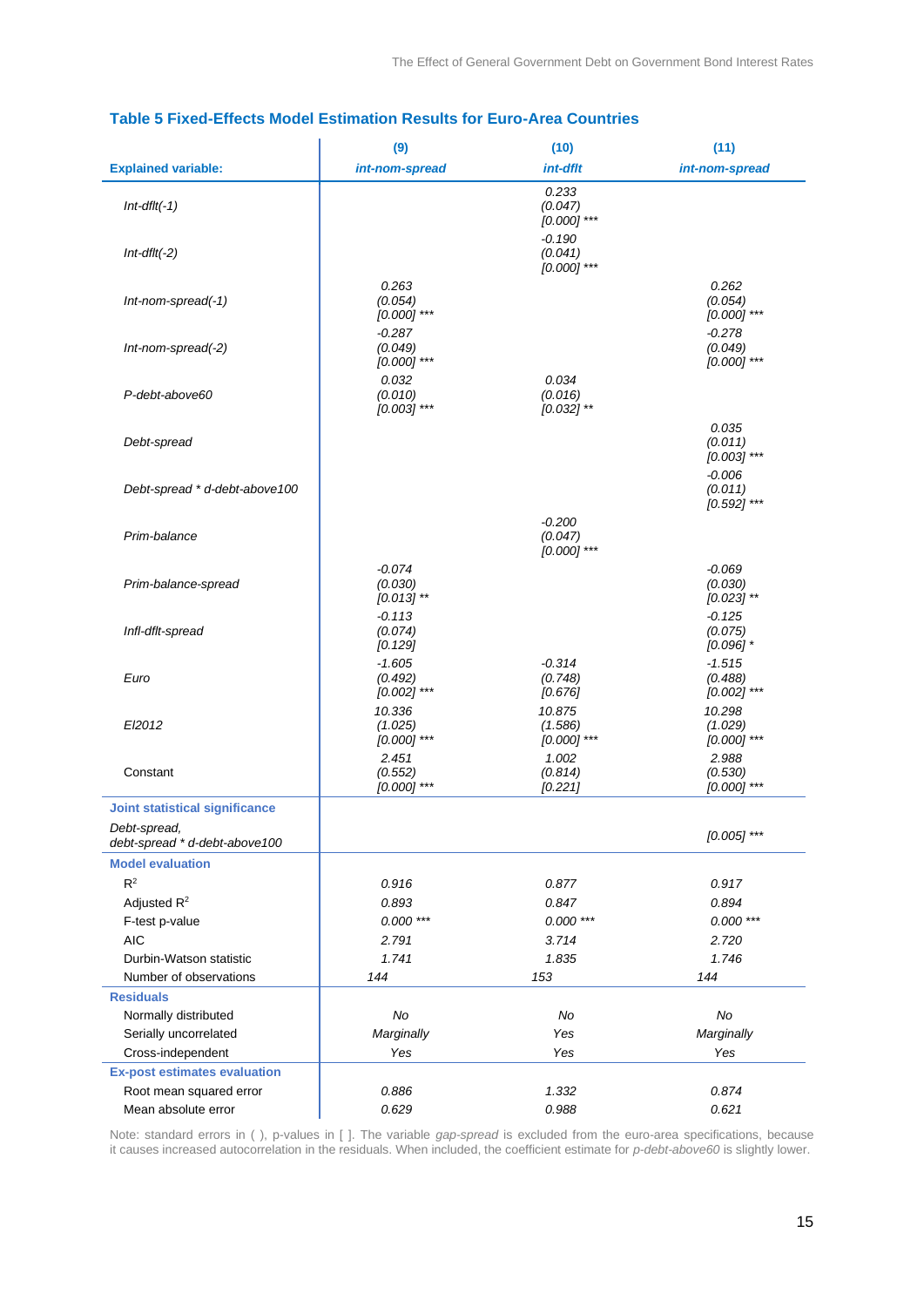### Table 5 Fixed-Effects Model Estimation Results for Euro-Area Countries

| | (9) | (10) | (11) |
|---|---|---|---|
| **Explained variable:** | *int-nom-spread* | *int-dflt* | *int-nom-spread* |
| *Int-dflt(-1)* | | 0.233 (0.047) [0.000] *** | |
| *Int-dflt(-2)* | | -0.190 (0.041) [0.000] *** | |
| *Int-nom-spread(-1)* | 0.263 (0.054) [0.000] *** | | 0.262 (0.054) [0.000] *** |
| *Int-nom-spread(-2)* | -0.287 (0.049) [0.000] *** | | -0.278 (0.049) [0.000] *** |
| *P-debt-above60* | 0.032 (0.010) [0.003] *** | 0.034 (0.016) [0.032] ** | |
| *Debt-spread* | | | 0.035 (0.011) [0.003] *** |
| *Debt-spread * d-debt-above100* | | | -0.006 (0.011) [0.592] *** |
| *Prim-balance* | | -0.200 (0.047) [0.000] *** | |
| *Prim-balance-spread* | -0.074 (0.030) [0.013] ** | | -0.069 (0.030) [0.023] ** |
| *Infl-dflt-spread* | -0.113 (0.074) [0.129] | | -0.125 (0.075) [0.096] * |
| *Euro* | -1.605 (0.492) [0.002] *** | -0.314 (0.748) [0.676] | -1.515 (0.488) [0.002] *** |
| *EI2012* | 10.336 (1.025) [0.000] *** | 10.875 (1.586) [0.000] *** | 10.298 (1.029) [0.000] *** |
| Constant | 2.451 (0.552) [0.000] *** | 1.002 (0.814) [0.221] | 2.988 (0.530) [0.000] *** |
| **Joint statistical significance** | | | |
| *Debt-spread, debt-spread * d-debt-above100* | | | [0.005] *** |
| **Model evaluation** | | | |
| $R^2$ | 0.916 | 0.877 | 0.917 |
| Adjusted $R^2$ | 0.893 | 0.847 | 0.894 |
| F-test p-value | 0.000 *** | 0.000 *** | 0.000 *** |
| AIC | 2.791 | 3.714 | 2.720 |
| Durbin-Watson statistic | 1.741 | 1.835 | 1.746 |
| Number of observations | 144 | 153 | 144 |
| **Residuals** | | | |
| Normally distributed | No | No | No |
| Serially uncorrelated | Marginally | Yes | Marginally |
| Cross-independent | Yes | Yes | Yes |
| **Ex-post estimates evaluation** | | | |
| Root mean squared error | 0.886 | 1.332 | 0.874 |
| Mean absolute error | 0.629 | 0.988 | 0.621 |

Note: standard errors in ( ), p-values in [ ]. The variable *gap-spread* is excluded from the euro-area specifications, because it causes increased autocorrelation in the residuals. When included, the coefficient estimate for *p-debt-above60* is slightly lower.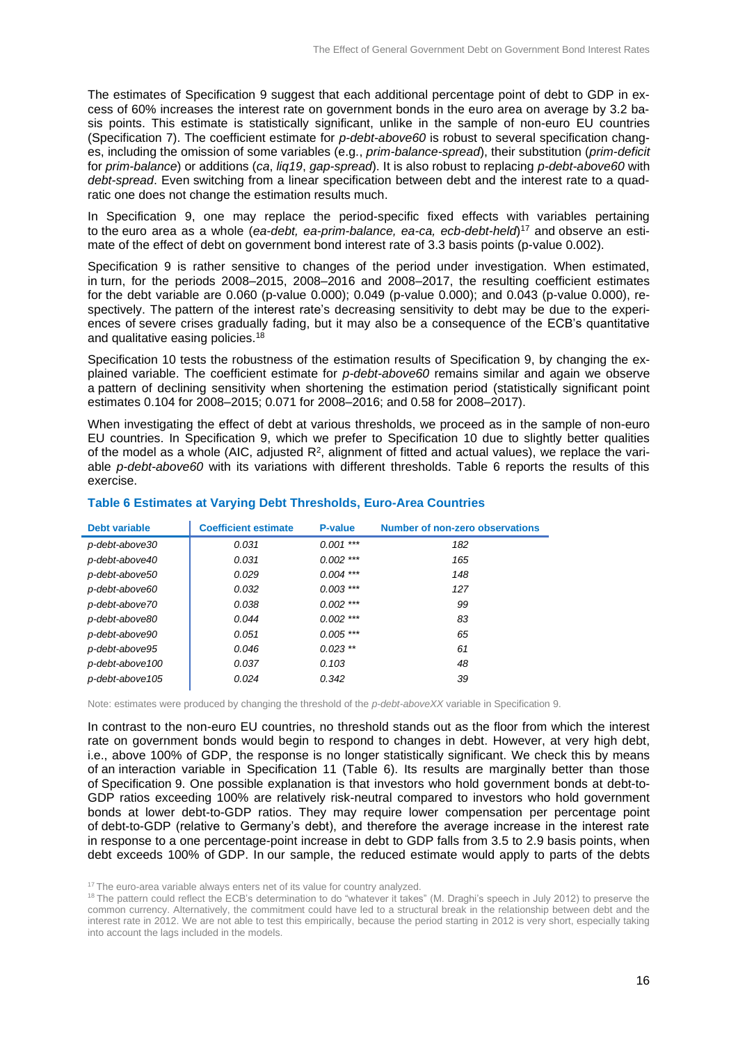The estimates of Specification 9 suggest that each additional percentage point of debt to GDP in excess of 60% increases the interest rate on government bonds in the euro area on average by 3.2 basis points. This estimate is statistically significant, unlike in the sample of non-euro EU countries (Specification 7). The coefficient estimate for *p-debt-above60* is robust to several specification changes, including the omission of some variables (e.g., *prim-balance-spread*), their substitution (*prim-deficit* for *prim-balance*) or additions (*ca*, *liq19*, *gap-spread*). It is also robust to replacing *p-debt-above60* with *debt-spread*. Even switching from a linear specification between debt and the interest rate to a quadratic one does not change the estimation results much.

In Specification 9, one may replace the period-specific fixed effects with variables pertaining to the euro area as a whole (*ea-debt, ea-prim-balance, ea-ca, ecb-debt-held*)[17] and observe an estimate of the effect of debt on government bond interest rate of 3.3 basis points (p-value 0.002).

Specification 9 is rather sensitive to changes of the period under investigation. When estimated, in turn, for the periods 2008–2015, 2008–2016 and 2008–2017, the resulting coefficient estimates for the debt variable are 0.060 (p-value 0.000); 0.049 (p-value 0.000); and 0.043 (p-value 0.000), respectively. The pattern of the interest rate's decreasing sensitivity to debt may be due to the experiences of severe crises gradually fading, but it may also be a consequence of the ECB's quantitative and qualitative easing policies.[18]

Specification 10 tests the robustness of the estimation results of Specification 9, by changing the explained variable. The coefficient estimate for *p-debt-above60* remains similar and again we observe a pattern of declining sensitivity when shortening the estimation period (statistically significant point estimates 0.104 for 2008–2015; 0.071 for 2008–2016; and 0.58 for 2008–2017).

When investigating the effect of debt at various thresholds, we proceed as in the sample of non-euro EU countries. In Specification 9, which we prefer to Specification 10 due to slightly better qualities of the model as a whole (AIC, adjusted $R^2$, alignment of fitted and actual values), we replace the variable *p-debt-above60* with its variations with different thresholds. Table 6 reports the results of this exercise.

### Table 6 Estimates at Varying Debt Thresholds, Euro-Area Countries

| Debt variable | Coefficient estimate | P-value | Number of non-zero observations |
|---|---|---|---|
| *p-debt-above30* | 0.031 | 0.001 *** | 182 |
| *p-debt-above40* | 0.031 | 0.002 *** | 165 |
| *p-debt-above50* | 0.029 | 0.004 *** | 148 |
| *p-debt-above60* | 0.032 | 0.003 *** | 127 |
| *p-debt-above70* | 0.038 | 0.002 *** | 99 |
| *p-debt-above80* | 0.044 | 0.002 *** | 83 |
| *p-debt-above90* | 0.051 | 0.005 *** | 65 |
| *p-debt-above95* | 0.046 | 0.023 ** | 61 |
| *p-debt-above100* | 0.037 | 0.103 | 48 |
| *p-debt-above105* | 0.024 | 0.342 | 39 |

Note: estimates were produced by changing the threshold of the *p-debt-aboveXX* variable in Specification 9.

In contrast to the non-euro EU countries, no threshold stands out as the floor from which the interest rate on government bonds would begin to respond to changes in debt. However, at very high debt, i.e., above 100% of GDP, the response is no longer statistically significant. We check this by means of an interaction variable in Specification 11 (Table 6). Its results are marginally better than those of Specification 9. One possible explanation is that investors who hold government bonds at debt-to-GDP ratios exceeding 100% are relatively risk-neutral compared to investors who hold government bonds at lower debt-to-GDP ratios. They may require lower compensation per percentage point of debt-to-GDP (relative to Germany's debt), and therefore the average increase in the interest rate in response to a one percentage-point increase in debt to GDP falls from 3.5 to 2.9 basis points, when debt exceeds 100% of GDP. In our sample, the reduced estimate would apply to parts of the debts

[17] The euro-area variable always enters net of its value for country analyzed.

[18] The pattern could reflect the ECB's determination to do "whatever it takes" (M. Draghi's speech in July 2012) to preserve the common currency. Alternatively, the commitment could have led to a structural break in the relationship between debt and the interest rate in 2012. We are not able to test this empirically, because the period starting in 2012 is very short, especially taking into account the lags included in the models.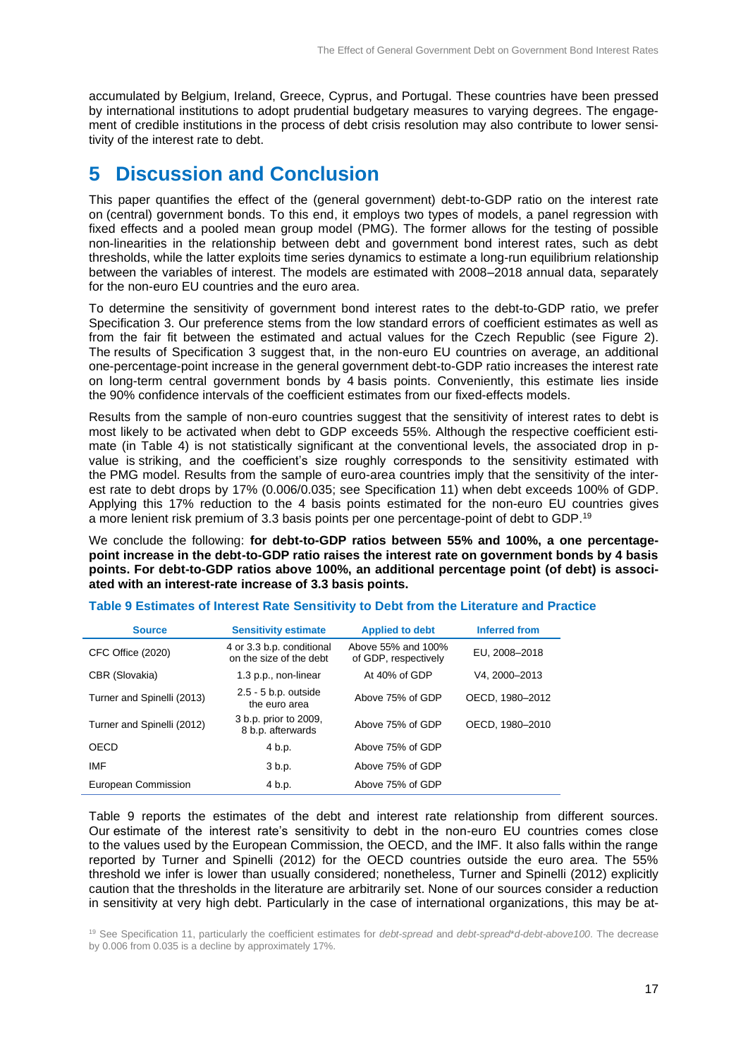accumulated by Belgium, Ireland, Greece, Cyprus, and Portugal. These countries have been pressed by international institutions to adopt prudential budgetary measures to varying degrees. The engagement of credible institutions in the process of debt crisis resolution may also contribute to lower sensitivity of the interest rate to debt.

# 5 Discussion and Conclusion

This paper quantifies the effect of the (general government) debt-to-GDP ratio on the interest rate on (central) government bonds. To this end, it employs two types of models, a panel regression with fixed effects and a pooled mean group model (PMG). The former allows for the testing of possible non-linearities in the relationship between debt and government bond interest rates, such as debt thresholds, while the latter exploits time series dynamics to estimate a long-run equilibrium relationship between the variables of interest. The models are estimated with 2008–2018 annual data, separately for the non-euro EU countries and the euro area.

To determine the sensitivity of government bond interest rates to the debt-to-GDP ratio, we prefer Specification 3. Our preference stems from the low standard errors of coefficient estimates as well as from the fair fit between the estimated and actual values for the Czech Republic (see Figure 2). The results of Specification 3 suggest that, in the non-euro EU countries on average, an additional one-percentage-point increase in the general government debt-to-GDP ratio increases the interest rate on long-term central government bonds by 4 basis points. Conveniently, this estimate lies inside the 90% confidence intervals of the coefficient estimates from our fixed-effects models.

Results from the sample of non-euro countries suggest that the sensitivity of interest rates to debt is most likely to be activated when debt to GDP exceeds 55%. Although the respective coefficient estimate (in Table 4) is not statistically significant at the conventional levels, the associated drop in p-value is striking, and the coefficient's size roughly corresponds to the sensitivity estimated with the PMG model. Results from the sample of euro-area countries imply that the sensitivity of the interest rate to debt drops by 17% (0.006/0.035; see Specification 11) when debt exceeds 100% of GDP. Applying this 17% reduction to the 4 basis points estimated for the non-euro EU countries gives a more lenient risk premium of 3.3 basis points per one percentage-point of debt to GDP.[19]

We conclude the following: **for debt-to-GDP ratios between 55% and 100%, a one percentage-point increase in the debt-to-GDP ratio raises the interest rate on government bonds by 4 basis points. For debt-to-GDP ratios above 100%, an additional percentage point (of debt) is associated with an interest-rate increase of 3.3 basis points.**

**Table 9 Estimates of Interest Rate Sensitivity to Debt from the Literature and Practice**

| Source | Sensitivity estimate | Applied to debt | Inferred from |
|---|---|---|---|
| CFC Office (2020) | 4 or 3.3 b.p. conditional on the size of the debt | Above 55% and 100% of GDP, respectively | EU, 2008–2018 |
| CBR (Slovakia) | 1.3 p.p., non-linear | At 40% of GDP | V4, 2000–2013 |
| Turner and Spinelli (2013) | 2.5 - 5 b.p. outside the euro area | Above 75% of GDP | OECD, 1980–2012 |
| Turner and Spinelli (2012) | 3 b.p. prior to 2009, 8 b.p. afterwards | Above 75% of GDP | OECD, 1980–2010 |
| OECD | 4 b.p. | Above 75% of GDP | |
| IMF | 3 b.p. | Above 75% of GDP | |
| European Commission | 4 b.p. | Above 75% of GDP | |

Table 9 reports the estimates of the debt and interest rate relationship from different sources. Our estimate of the interest rate's sensitivity to debt in the non-euro EU countries comes close to the values used by the European Commission, the OECD, and the IMF. It also falls within the range reported by Turner and Spinelli (2012) for the OECD countries outside the euro area. The 55% threshold we infer is lower than usually considered; nonetheless, Turner and Spinelli (2012) explicitly caution that the thresholds in the literature are arbitrarily set. None of our sources consider a reduction in sensitivity at very high debt. Particularly in the case of international organizations, this may be at-

[19] See Specification 11, particularly the coefficient estimates for *debt-spread* and *debt-spread*d-debt-above100*. The decrease by 0.006 from 0.035 is a decline by approximately 17%.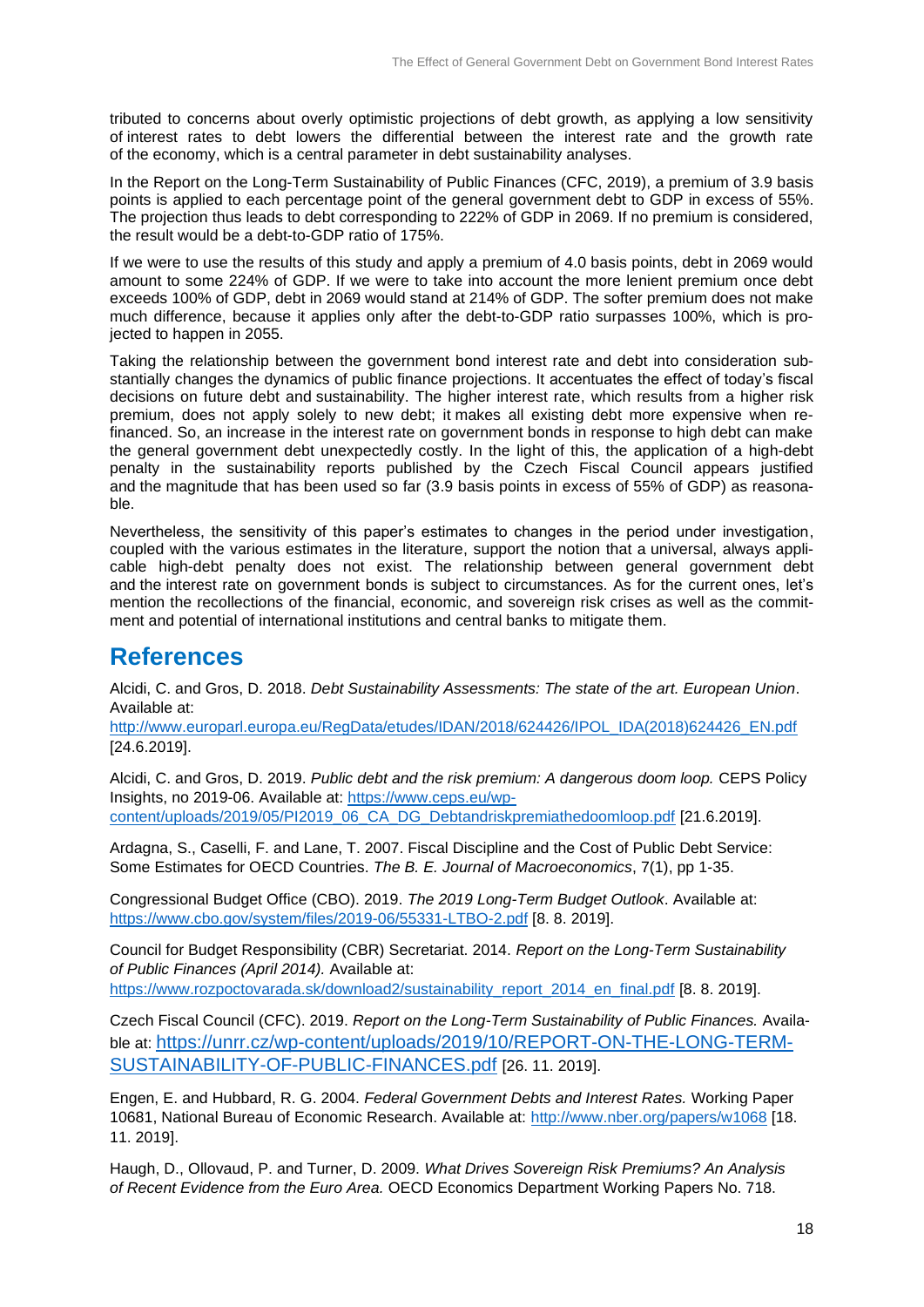tributed to concerns about overly optimistic projections of debt growth, as applying a low sensitivity of interest rates to debt lowers the differential between the interest rate and the growth rate of the economy, which is a central parameter in debt sustainability analyses.

In the Report on the Long-Term Sustainability of Public Finances (CFC, 2019), a premium of 3.9 basis points is applied to each percentage point of the general government debt to GDP in excess of 55%. The projection thus leads to debt corresponding to 222% of GDP in 2069. If no premium is considered, the result would be a debt-to-GDP ratio of 175%.

If we were to use the results of this study and apply a premium of 4.0 basis points, debt in 2069 would amount to some 224% of GDP. If we were to take into account the more lenient premium once debt exceeds 100% of GDP, debt in 2069 would stand at 214% of GDP. The softer premium does not make much difference, because it applies only after the debt-to-GDP ratio surpasses 100%, which is projected to happen in 2055.

Taking the relationship between the government bond interest rate and debt into consideration substantially changes the dynamics of public finance projections. It accentuates the effect of today's fiscal decisions on future debt and sustainability. The higher interest rate, which results from a higher risk premium, does not apply solely to new debt; it makes all existing debt more expensive when refinanced. So, an increase in the interest rate on government bonds in response to high debt can make the general government debt unexpectedly costly. In the light of this, the application of a high-debt penalty in the sustainability reports published by the Czech Fiscal Council appears justified and the magnitude that has been used so far (3.9 basis points in excess of 55% of GDP) as reasonable.

Nevertheless, the sensitivity of this paper's estimates to changes in the period under investigation, coupled with the various estimates in the literature, support the notion that a universal, always applicable high-debt penalty does not exist. The relationship between general government debt and the interest rate on government bonds is subject to circumstances. As for the current ones, let's mention the recollections of the financial, economic, and sovereign risk crises as well as the commitment and potential of international institutions and central banks to mitigate them.

# References

Alcidi, C. and Gros, D. 2018. *Debt Sustainability Assessments: The state of the art. European Union*. Available at: http://www.europarl.europa.eu/RegData/etudes/IDAN/2018/624426/IPOL_IDA(2018)624426_EN.pdf [24.6.2019].

Alcidi, C. and Gros, D. 2019. *Public debt and the risk premium: A dangerous doom loop.* CEPS Policy Insights, no 2019-06. Available at: https://www.ceps.eu/wp-content/uploads/2019/05/PI2019_06_CA_DG_Debtandriskpremiathedoomloop.pdf [21.6.2019].

Ardagna, S., Caselli, F. and Lane, T. 2007. Fiscal Discipline and the Cost of Public Debt Service: Some Estimates for OECD Countries. *The B. E. Journal of Macroeconomics*, 7(1), pp 1-35.

Congressional Budget Office (CBO). 2019. *The 2019 Long-Term Budget Outlook*. Available at: https://www.cbo.gov/system/files/2019-06/55331-LTBO-2.pdf [8. 8. 2019].

Council for Budget Responsibility (CBR) Secretariat. 2014. *Report on the Long-Term Sustainability of Public Finances (April 2014).* Available at: https://www.rozpoctovarada.sk/download2/sustainability_report_2014_en_final.pdf [8. 8. 2019].

Czech Fiscal Council (CFC). 2019. *Report on the Long-Term Sustainability of Public Finances.* Available at: https://unrr.cz/wp-content/uploads/2019/10/REPORT-ON-THE-LONG-TERM-SUSTAINABILITY-OF-PUBLIC-FINANCES.pdf [26. 11. 2019].

Engen, E. and Hubbard, R. G. 2004. *Federal Government Debts and Interest Rates.* Working Paper 10681, National Bureau of Economic Research. Available at: http://www.nber.org/papers/w1068 [18. 11. 2019].

Haugh, D., Ollovaud, P. and Turner, D. 2009. *What Drives Sovereign Risk Premiums? An Analysis of Recent Evidence from the Euro Area.* OECD Economics Department Working Papers No. 718.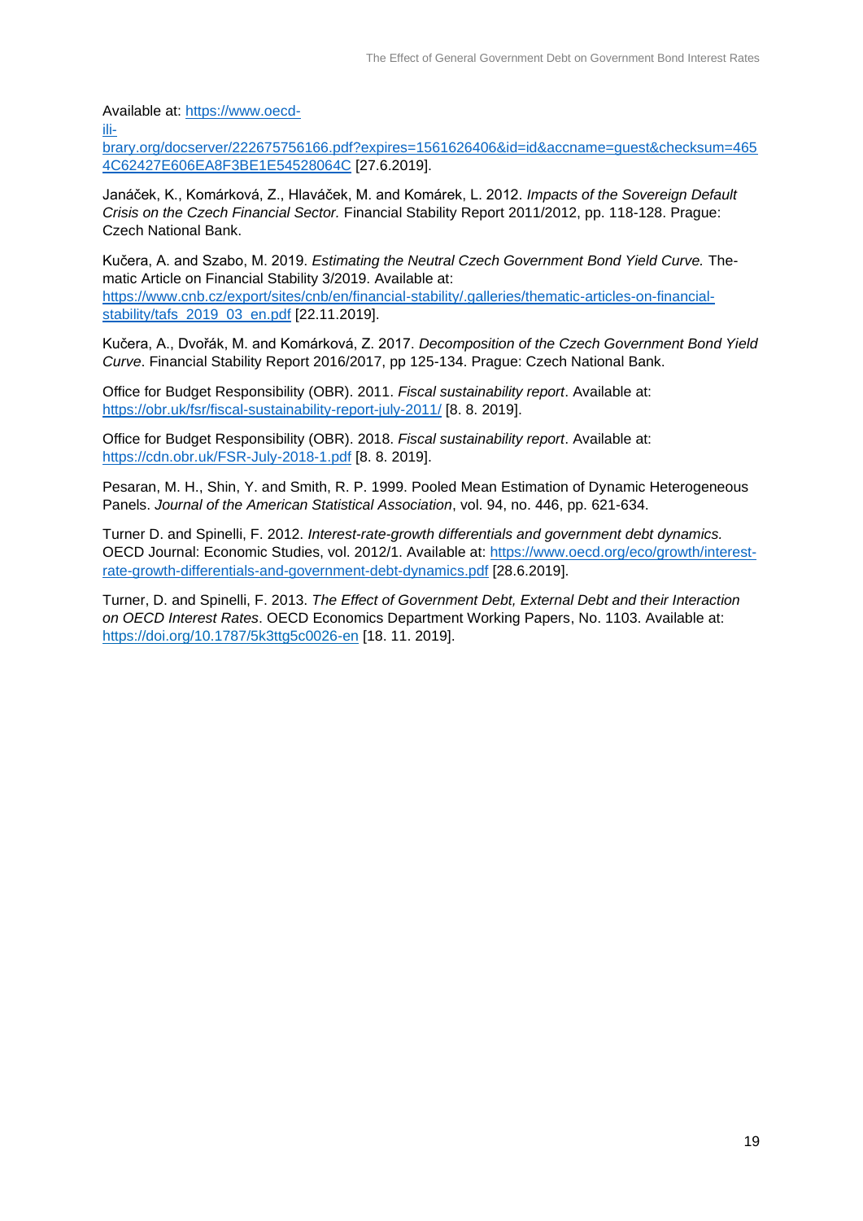Available at: https://www.oecd-ilibrary.org/docserver/222675756166.pdf?expires=1561626406&id=id&accname=guest&checksum=4654C62427E606EA8F3BE1E54528064C [27.6.2019].

Janáček, K., Komárková, Z., Hlaváček, M. and Komárek, L. 2012. *Impacts of the Sovereign Default Crisis on the Czech Financial Sector.* Financial Stability Report 2011/2012, pp. 118-128. Prague: Czech National Bank.

Kučera, A. and Szabo, M. 2019. *Estimating the Neutral Czech Government Bond Yield Curve.* Thematic Article on Financial Stability 3/2019. Available at: https://www.cnb.cz/export/sites/cnb/en/financial-stability/.galleries/thematic-articles-on-financial-stability/tafs_2019_03_en.pdf [22.11.2019].

Kučera, A., Dvořák, M. and Komárková, Z. 2017. *Decomposition of the Czech Government Bond Yield Curve*. Financial Stability Report 2016/2017, pp 125-134. Prague: Czech National Bank.

Office for Budget Responsibility (OBR). 2011. *Fiscal sustainability report*. Available at: https://obr.uk/fsr/fiscal-sustainability-report-july-2011/ [8. 8. 2019].

Office for Budget Responsibility (OBR). 2018. *Fiscal sustainability report*. Available at: https://cdn.obr.uk/FSR-July-2018-1.pdf [8. 8. 2019].

Pesaran, M. H., Shin, Y. and Smith, R. P. 1999. Pooled Mean Estimation of Dynamic Heterogeneous Panels. *Journal of the American Statistical Association*, vol. 94, no. 446, pp. 621-634.

Turner D. and Spinelli, F. 2012. *Interest-rate-growth differentials and government debt dynamics.* OECD Journal: Economic Studies, vol. 2012/1. Available at: https://www.oecd.org/eco/growth/interest-rate-growth-differentials-and-government-debt-dynamics.pdf [28.6.2019].

Turner, D. and Spinelli, F. 2013. *The Effect of Government Debt, External Debt and their Interaction on OECD Interest Rates*. OECD Economics Department Working Papers, No. 1103. Available at: https://doi.org/10.1787/5k3ttg5c0026-en [18. 11. 2019].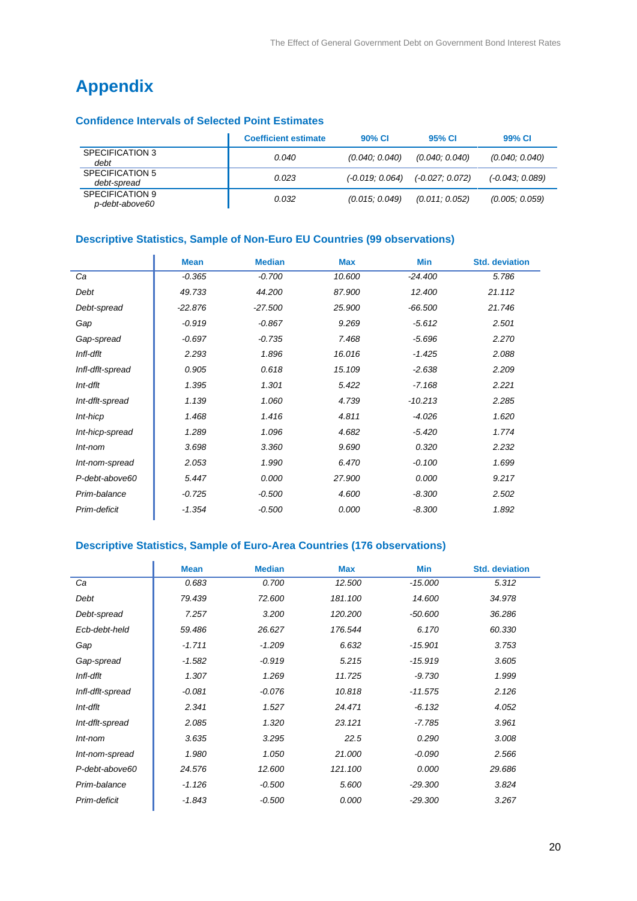# Appendix

### Confidence Intervals of Selected Point Estimates

| | Coefficient estimate | 90% CI | 95% CI | 99% CI |
|---|---|---|---|---|
| SPECIFICATION 3 *debt* | *0.040* | *(0.040; 0.040)* | *(0.040; 0.040)* | *(0.040; 0.040)* |
| SPECIFICATION 5 *debt-spread* | *0.023* | *(-0.019; 0.064)* | *(-0.027; 0.072)* | *(-0.043; 0.089)* |
| SPECIFICATION 9 *p-debt-above60* | *0.032* | *(0.015; 0.049)* | *(0.011; 0.052)* | *(0.005; 0.059)* |

### Descriptive Statistics, Sample of Non-Euro EU Countries (99 observations)

| | Mean | Median | Max | Min | Std. deviation |
|---|---|---|---|---|---|
| *Ca* | *-0.365* | *-0.700* | *10.600* | *-24.400* | *5.786* |
| *Debt* | *49.733* | *44.200* | *87.900* | *12.400* | *21.112* |
| *Debt-spread* | *-22.876* | *-27.500* | *25.900* | *-66.500* | *21.746* |
| *Gap* | *-0.919* | *-0.867* | *9.269* | *-5.612* | *2.501* |
| *Gap-spread* | *-0.697* | *-0.735* | *7.468* | *-5.696* | *2.270* |
| *Infl-dflt* | *2.293* | *1.896* | *16.016* | *-1.425* | *2.088* |
| *Infl-dflt-spread* | *0.905* | *0.618* | *15.109* | *-2.638* | *2.209* |
| *Int-dflt* | *1.395* | *1.301* | *5.422* | *-7.168* | *2.221* |
| *Int-dflt-spread* | *1.139* | *1.060* | *4.739* | *-10.213* | *2.285* |
| *Int-hicp* | *1.468* | *1.416* | *4.811* | *-4.026* | *1.620* |
| *Int-hicp-spread* | *1.289* | *1.096* | *4.682* | *-5.420* | *1.774* |
| *Int-nom* | *3.698* | *3.360* | *9.690* | *0.320* | *2.232* |
| *Int-nom-spread* | *2.053* | *1.990* | *6.470* | *-0.100* | *1.699* |
| *P-debt-above60* | *5.447* | *0.000* | *27.900* | *0.000* | *9.217* |
| *Prim-balance* | *-0.725* | *-0.500* | *4.600* | *-8.300* | *2.502* |
| *Prim-deficit* | *-1.354* | *-0.500* | *0.000* | *-8.300* | *1.892* |

### Descriptive Statistics, Sample of Euro-Area Countries (176 observations)

| | Mean | Median | Max | Min | Std. deviation |
|---|---|---|---|---|---|
| *Ca* | *0.683* | *0.700* | *12.500* | *-15.000* | *5.312* |
| *Debt* | *79.439* | *72.600* | *181.100* | *14.600* | *34.978* |
| *Debt-spread* | *7.257* | *3.200* | *120.200* | *-50.600* | *36.286* |
| *Ecb-debt-held* | *59.486* | *26.627* | *176.544* | *6.170* | *60.330* |
| *Gap* | *-1.711* | *-1.209* | *6.632* | *-15.901* | *3.753* |
| *Gap-spread* | *-1.582* | *-0.919* | *5.215* | *-15.919* | *3.605* |
| *Infl-dflt* | *1.307* | *1.269* | *11.725* | *-9.730* | *1.999* |
| *Infl-dflt-spread* | *-0.081* | *-0.076* | *10.818* | *-11.575* | *2.126* |
| *Int-dflt* | *2.341* | *1.527* | *24.471* | *-6.132* | *4.052* |
| *Int-dflt-spread* | *2.085* | *1.320* | *23.121* | *-7.785* | *3.961* |
| *Int-nom* | *3.635* | *3.295* | *22.5* | *0.290* | *3.008* |
| *Int-nom-spread* | *1.980* | *1.050* | *21.000* | *-0.090* | *2.566* |
| *P-debt-above60* | *24.576* | *12.600* | *121.100* | *0.000* | *29.686* |
| *Prim-balance* | *-1.126* | *-0.500* | *5.600* | *-29.300* | *3.824* |
| *Prim-deficit* | *-1.843* | *-0.500* | *0.000* | *-29.300* | *3.267* |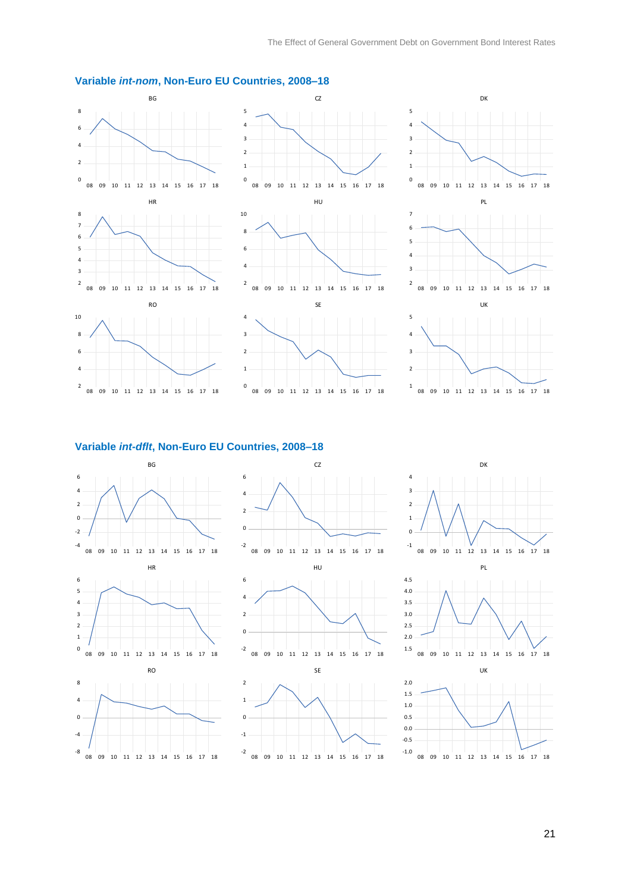### Variable *int-nom*, Non-Euro EU Countries, 2008–18

### Variable *int-dflt*, Non-Euro EU Countries, 2008–18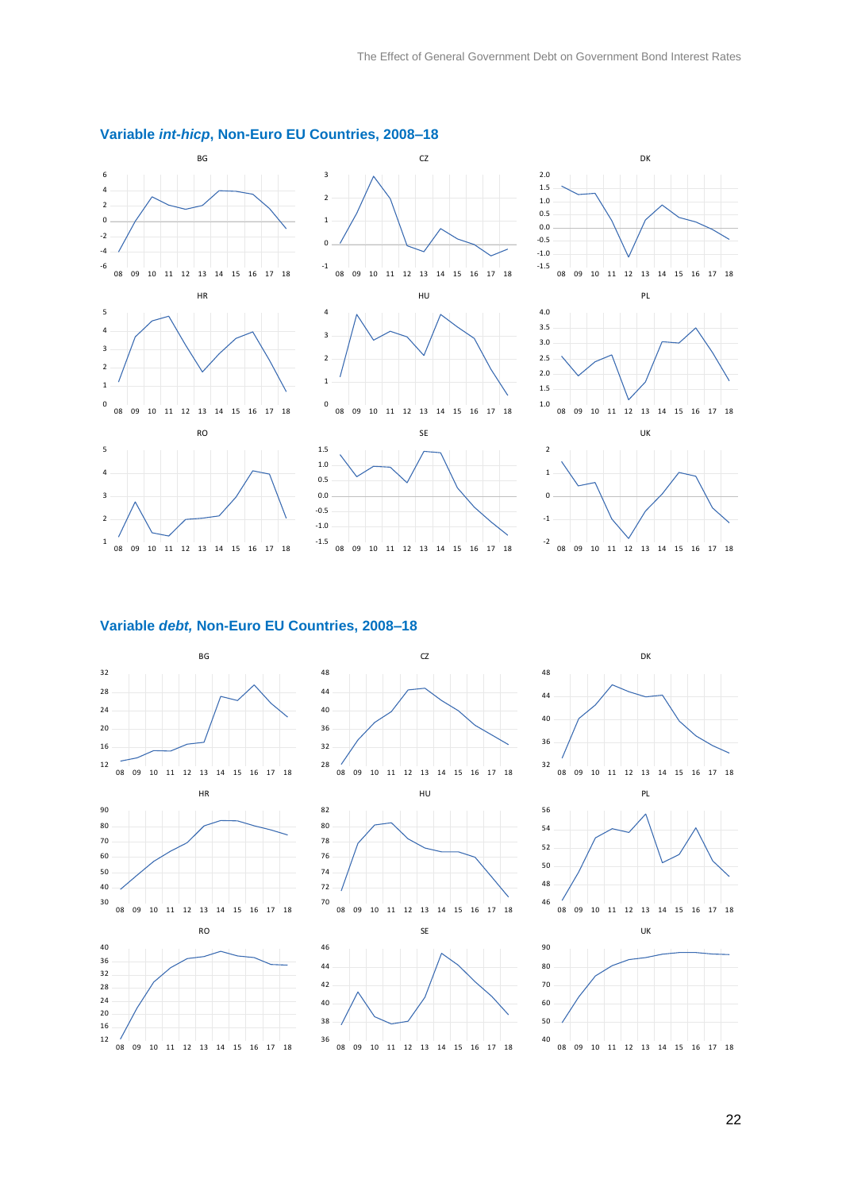### Variable *int-hicp*, Non-Euro EU Countries, 2008–18

### Variable *debt,* Non-Euro EU Countries, 2008–18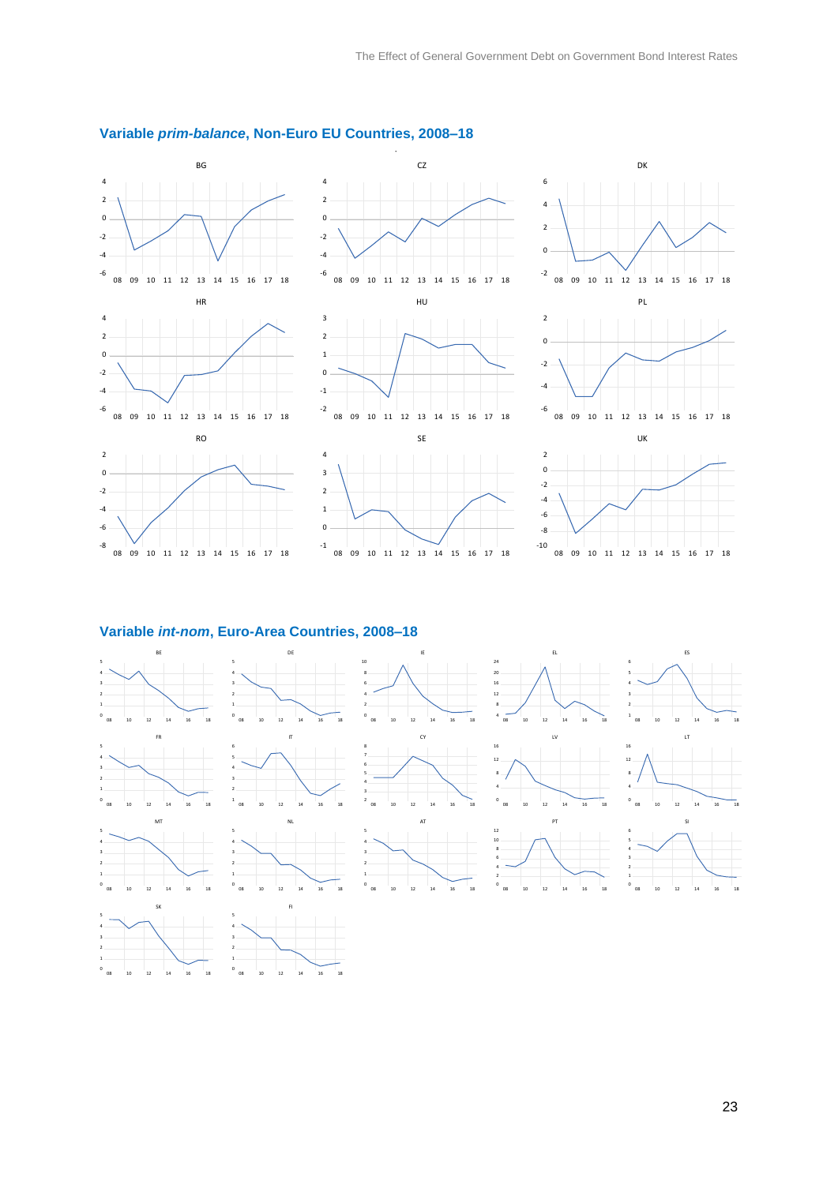## Variable *prim-balance*, Non-Euro EU Countries, 2008–18

## Variable *int-nom*, Euro-Area Countries, 2008–18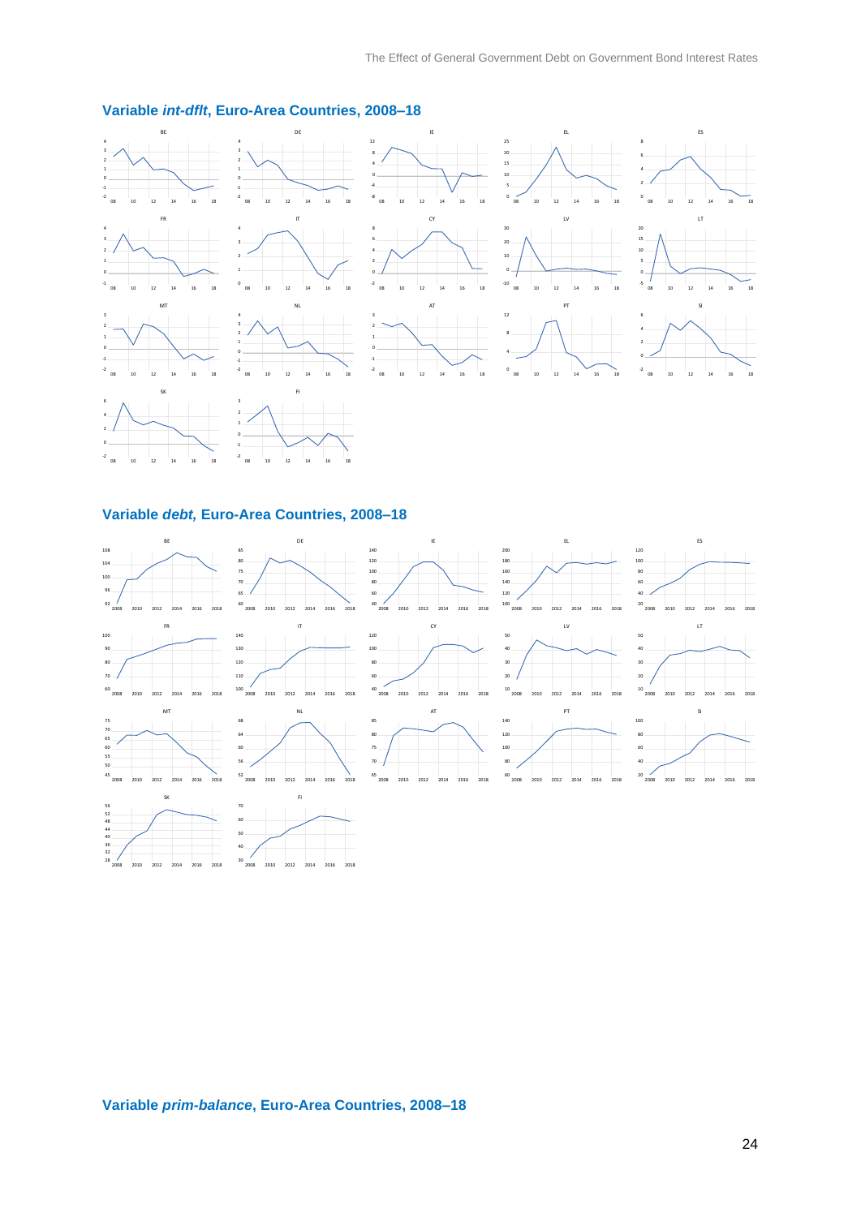### Variable *int-dflt*, Euro-Area Countries, 2008–18

### Variable *debt,* Euro-Area Countries, 2008–18

### Variable *prim-balance*, Euro-Area Countries, 2008–18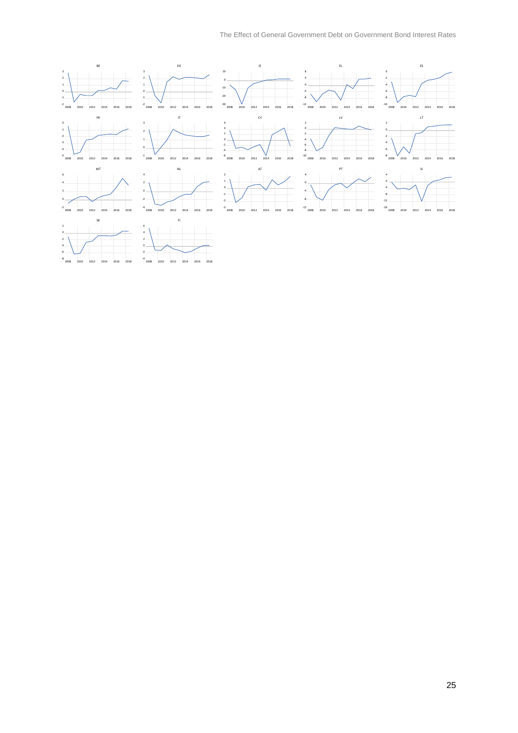BE

DE

IE

EL

ES

FR

IT

CY

LV

LT

MT

NL

AT

PT

SI

SK

FI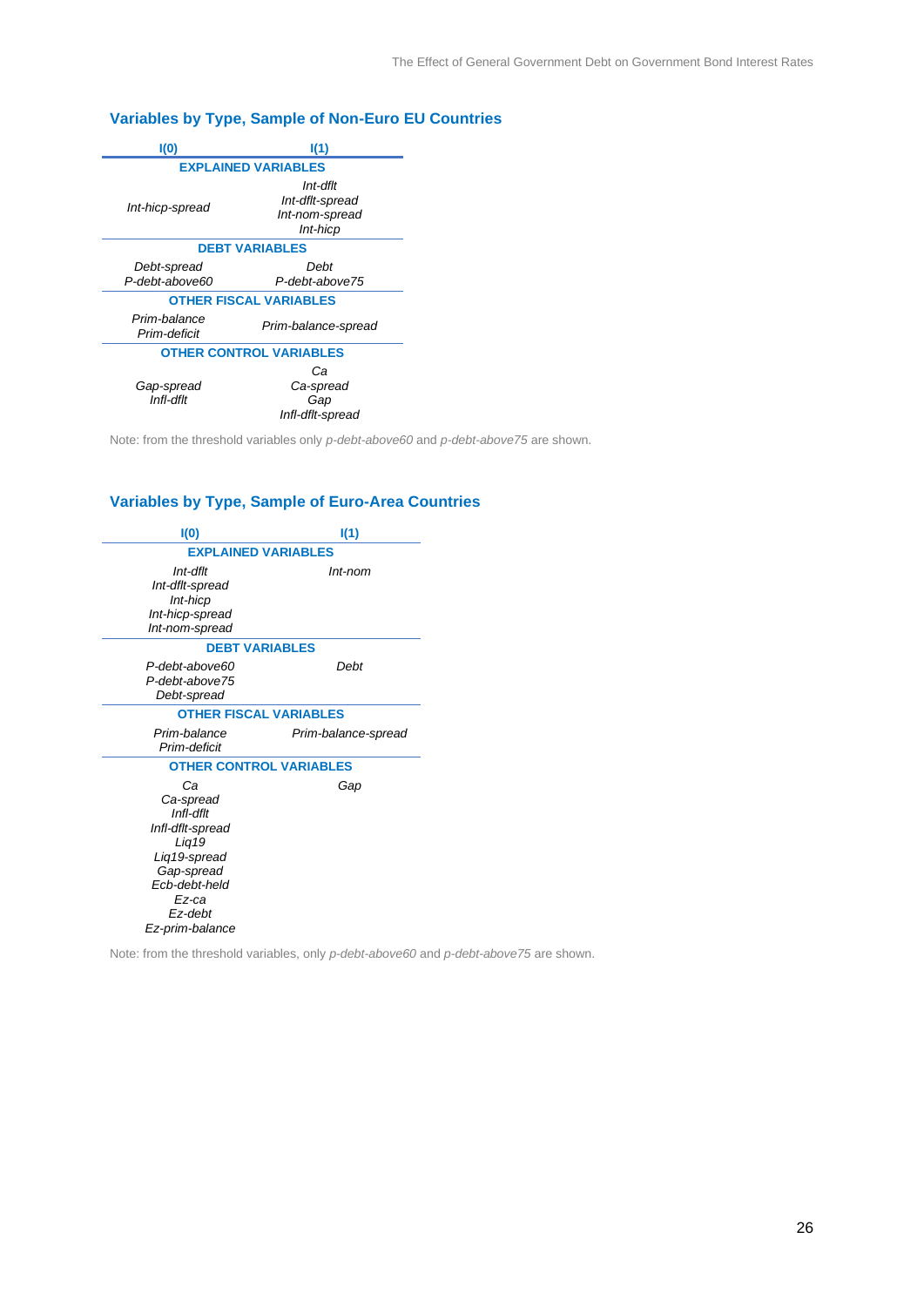### Variables by Type, Sample of Non-Euro EU Countries

| I(0) | I(1) |
|---|---|
| **EXPLAINED VARIABLES** | |
| *Int-hicp-spread* | *Int-dflt*<br>*Int-dflt-spread*<br>*Int-nom-spread*<br>*Int-hicp* |
| **DEBT VARIABLES** | |
| *Debt-spread*<br>*P-debt-above60* | *Debt*<br>*P-debt-above75* |
| **OTHER FISCAL VARIABLES** | |
| *Prim-balance*<br>*Prim-deficit* | *Prim-balance-spread* |
| **OTHER CONTROL VARIABLES** | |
| *Gap-spread*<br>*Infl-dflt* | *Ca*<br>*Ca-spread*<br>*Gap*<br>*Infl-dflt-spread* |

Note: from the threshold variables only *p-debt-above60* and *p-debt-above75* are shown.

### Variables by Type, Sample of Euro-Area Countries

| I(0) | I(1) |
|---|---|
| **EXPLAINED VARIABLES** | |
| *Int-dflt*<br>*Int-dflt-spread*<br>*Int-hicp*<br>*Int-hicp-spread*<br>*Int-nom-spread* | *Int-nom* |
| **DEBT VARIABLES** | |
| *P-debt-above60*<br>*P-debt-above75*<br>*Debt-spread* | *Debt* |
| **OTHER FISCAL VARIABLES** | |
| *Prim-balance*<br>*Prim-deficit* | *Prim-balance-spread* |
| **OTHER CONTROL VARIABLES** | |
| *Ca*<br>*Ca-spread*<br>*Infl-dflt*<br>*Infl-dflt-spread*<br>*Liq19*<br>*Liq19-spread*<br>*Gap-spread*<br>*Ecb-debt-held*<br>*Ez-ca*<br>*Ez-debt*<br>*Ez-prim-balance* | *Gap* |

Note: from the threshold variables, only *p-debt-above60* and *p-debt-above75* are shown.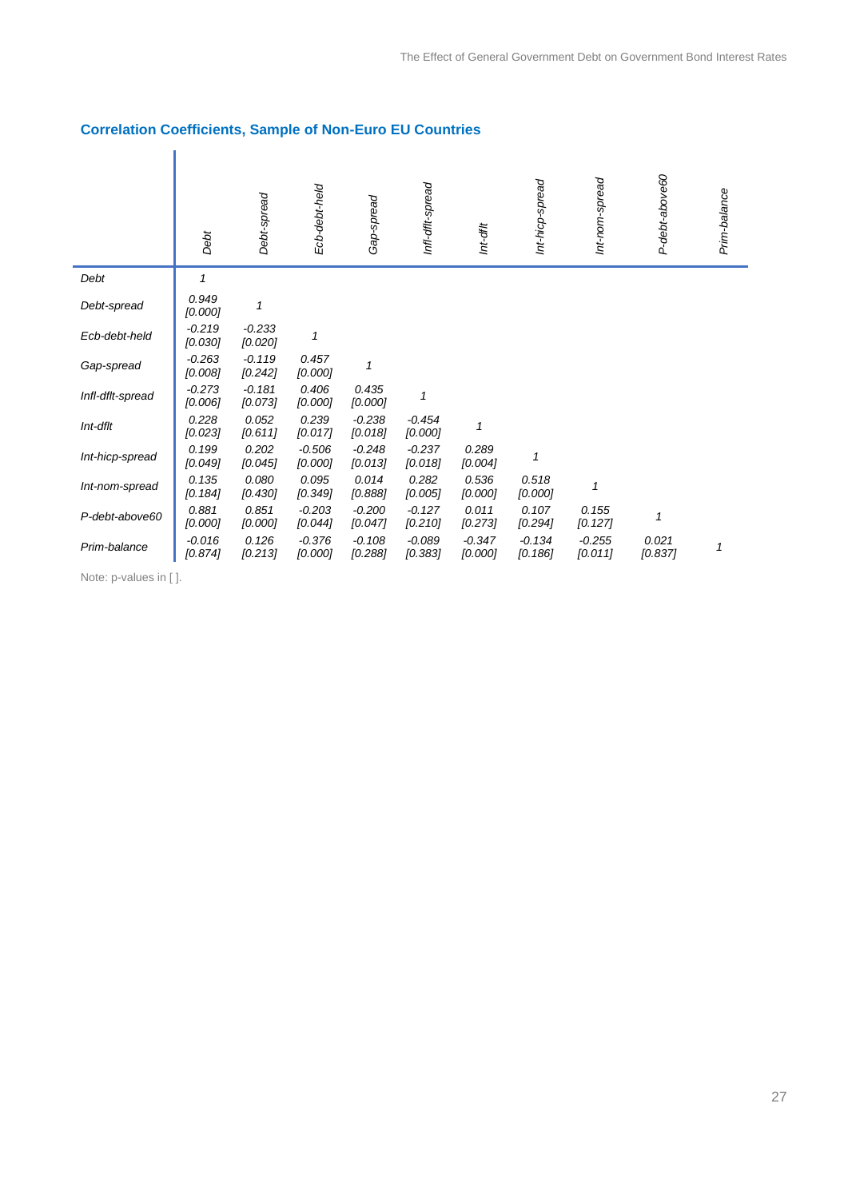## Correlation Coefficients, Sample of Non-Euro EU Countries

| | *Debt* | *Debt-spread* | *Ecb-debt-held* | *Gap-spread* | *Infl-dflt-spread* | *Int-dflt* | *Int-hicp-spread* | *Int-nom-spread* | *P-debt-above60* | *Prim-balance* |
|---|---|---|---|---|---|---|---|---|---|---|
| *Debt* | *1* | | | | | | | | | |
| *Debt-spread* | *0.949 [0.000]* | *1* | | | | | | | | |
| *Ecb-debt-held* | *-0.219 [0.030]* | *-0.233 [0.020]* | *1* | | | | | | | |
| *Gap-spread* | *-0.263 [0.008]* | *-0.119 [0.242]* | *0.457 [0.000]* | *1* | | | | | | |
| *Infl-dflt-spread* | *-0.273 [0.006]* | *-0.181 [0.073]* | *0.406 [0.000]* | *0.435 [0.000]* | *1* | | | | | |
| *Int-dflt* | *0.228 [0.023]* | *0.052 [0.611]* | *0.239 [0.017]* | *-0.238 [0.018]* | *-0.454 [0.000]* | *1* | | | | |
| *Int-hicp-spread* | *0.199 [0.049]* | *0.202 [0.045]* | *-0.506 [0.000]* | *-0.248 [0.013]* | *-0.237 [0.018]* | *0.289 [0.004]* | *1* | | | |
| *Int-nom-spread* | *0.135 [0.184]* | *0.080 [0.430]* | *0.095 [0.349]* | *0.014 [0.888]* | *0.282 [0.005]* | *0.536 [0.000]* | *0.518 [0.000]* | *1* | | |
| *P-debt-above60* | *0.881 [0.000]* | *0.851 [0.000]* | *-0.203 [0.044]* | *-0.200 [0.047]* | *-0.127 [0.210]* | *0.011 [0.273]* | *0.107 [0.294]* | *0.155 [0.127]* | *1* | |
| *Prim-balance* | *-0.016 [0.874]* | *0.126 [0.213]* | *-0.376 [0.000]* | *-0.108 [0.288]* | *-0.089 [0.383]* | *-0.347 [0.000]* | *-0.134 [0.186]* | *-0.255 [0.011]* | *0.021 [0.837]* | *1* |

Note: p-values in [ ].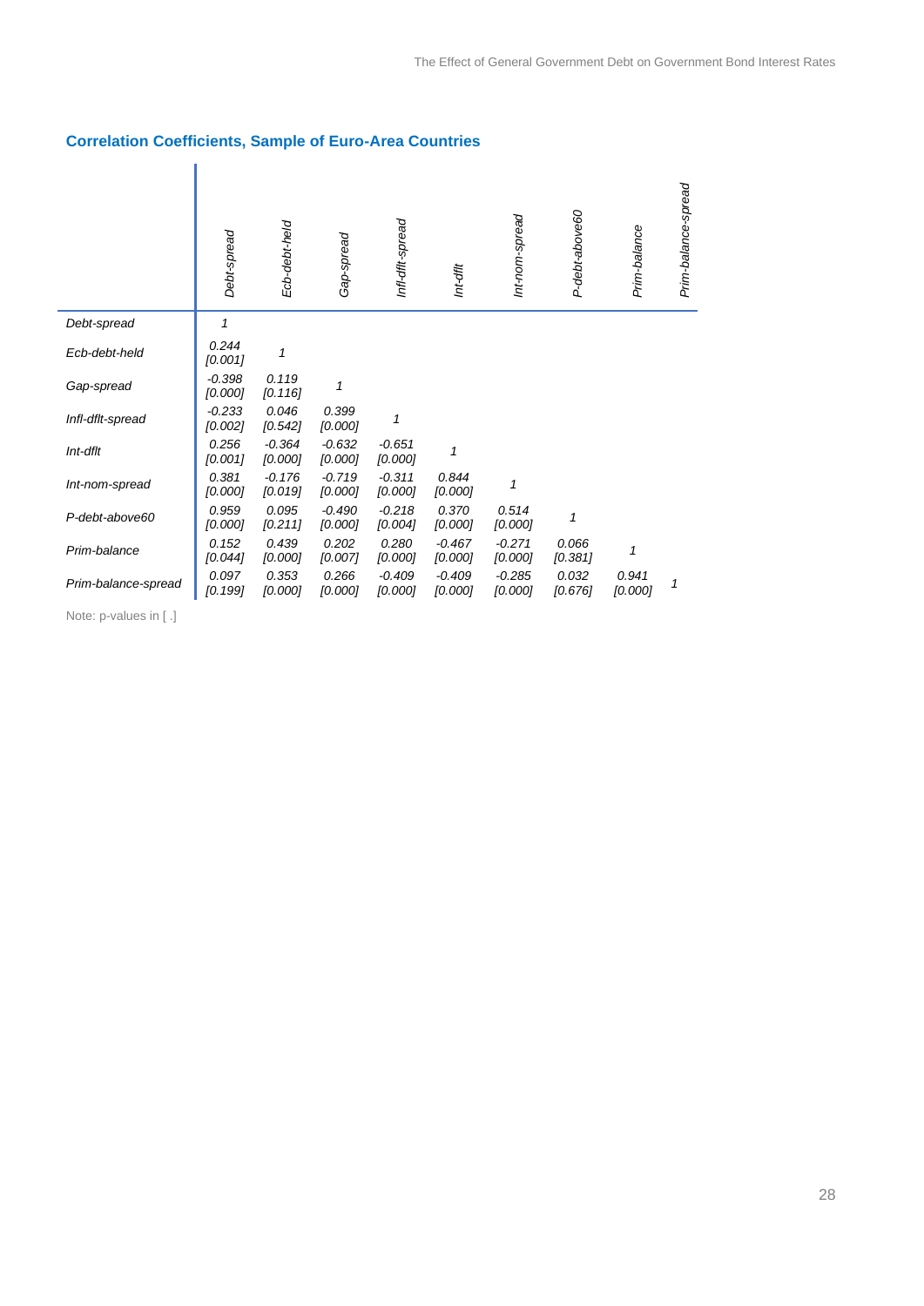## Correlation Coefficients, Sample of Euro-Area Countries

| | *Debt-spread* | *Ecb-debt-held* | *Gap-spread* | *Infl-dflt-spread* | *Int-dflt* | *Int-nom-spread* | *P-debt-above60* | *Prim-balance* | *Prim-balance-spread* |
|---|---|---|---|---|---|---|---|---|---|
| *Debt-spread* | *1* | | | | | | | | |
| *Ecb-debt-held* | *0.244 [0.001]* | *1* | | | | | | | |
| *Gap-spread* | *-0.398 [0.000]* | *0.119 [0.116]* | *1* | | | | | | |
| *Infl-dflt-spread* | *-0.233 [0.002]* | *0.046 [0.542]* | *0.399 [0.000]* | *1* | | | | | |
| *Int-dflt* | *0.256 [0.001]* | *-0.364 [0.000]* | *-0.632 [0.000]* | *-0.651 [0.000]* | *1* | | | | |
| *Int-nom-spread* | *0.381 [0.000]* | *-0.176 [0.019]* | *-0.719 [0.000]* | *-0.311 [0.000]* | *0.844 [0.000]* | *1* | | | |
| *P-debt-above60* | *0.959 [0.000]* | *0.095 [0.211]* | *-0.490 [0.000]* | *-0.218 [0.004]* | *0.370 [0.000]* | *0.514 [0.000]* | *1* | | |
| *Prim-balance* | *0.152 [0.044]* | *0.439 [0.000]* | *0.202 [0.007]* | *0.280 [0.000]* | *-0.467 [0.000]* | *-0.271 [0.000]* | *0.066 [0.381]* | *1* | |
| *Prim-balance-spread* | *0.097 [0.199]* | *0.353 [0.000]* | *0.266 [0.000]* | *-0.409 [0.000]* | *-0.409 [0.000]* | *-0.285 [0.000]* | *0.032 [0.676]* | *0.941 [0.000]* | *1* |

Note: p-values in [ .]